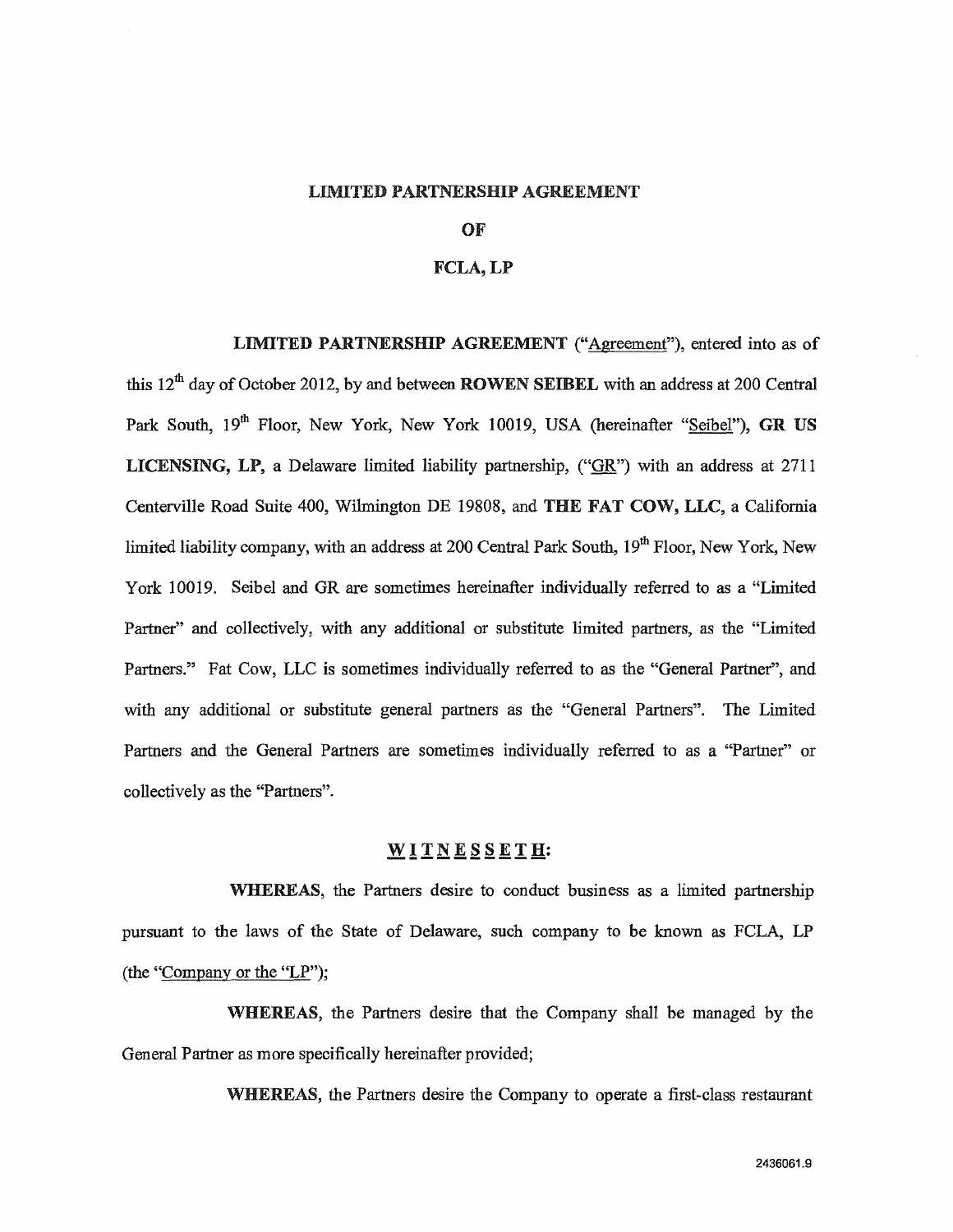**LIMITED PARTNERSHIP AGREEMENT**

**OF**

**FCLA, LP**

**LIMITED PARTNERSHIP AGREEMENT** ("Agreement"), entered into as of this 12th day of October 2012, by and between **ROWEN SEIBEL** with an address at 200 Central Park South, 19th Floor, New York, New York 10019, USA (hereinafter "Seibel"), **GR US LICENSING, LP,** a Delaware limited liability partnership, ("GR") with an address at 2711 Centerville Road Suite 400, Wilmington DE 19808, and **THE FAT COW, LLC**, a California limited liability company, with an address at 200 Central Park South, 19th Floor, New York, New York 10019. Seibel and GR are sometimes hereinafter individually referred to as a "Limited Partner" and collectively, with any additional or substitute limited partners, as the "Limited Partners." Fat Cow, LLC is sometimes individually referred to as the "General Partner", and with any additional or substitute general partners as the "General Partners". The Limited Partners and the General Partners are sometimes individually referred to as a "Partner" or collectively as the "Partners".

**WITNESSETH:**

**WHEREAS**, the Partners desire to conduct business as a limited partnership pursuant to the laws of the State of Delaware, such company to be known as FCLA, LP (the "Company or the "LP");

**WHEREAS**, the Partners desire that the Company shall be managed by the General Partner as more specifically hereinafter provided;

**WHEREAS**, the Partners desire the Company to operate a first-class restaurant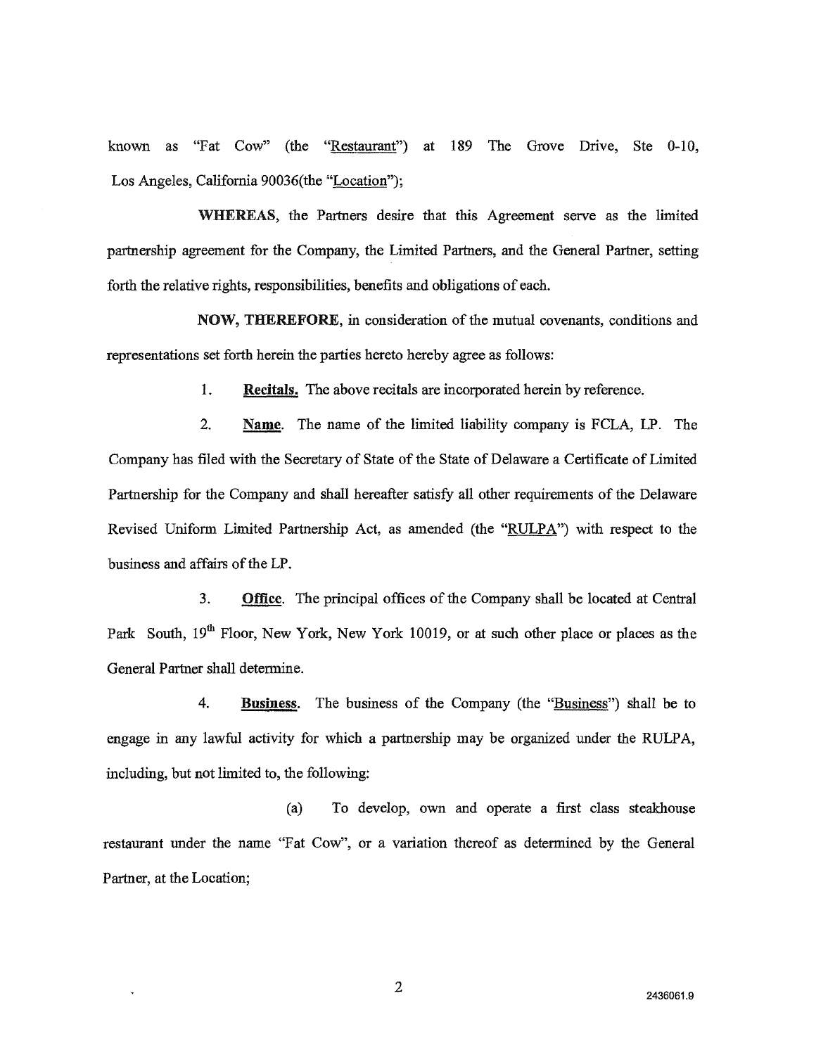known as "Fat Cow" (the "Restaurant") at 189 The Grove Drive, Ste 0-10, Los Angeles, California 90036(the "Location");

**WHEREAS**, the Partners desire that this Agreement serve as the limited partnership agreement for the Company, the Limited Partners, and the General Partner, setting forth the relative rights, responsibilities, benefits and obligations of each.

**NOW, THEREFORE**, in consideration of the mutual covenants, conditions and representations set forth herein the parties hereto hereby agree as follows:

1. **Recitals.** The above recitals are incorporated herein by reference.

2. **Name**. The name of the limited liability company is FCLA, LP. The Company has filed with the Secretary of State of the State of Delaware a Certificate of Limited Partnership for the Company and shall hereafter satisfy all other requirements of the Delaware Revised Uniform Limited Partnership Act, as amended (the "RULPA") with respect to the business and affairs of the LP.

3. **Office**. The principal offices of the Company shall be located at Central Park South, 19th Floor, New York, New York 10019, or at such other place or places as the General Partner shall determine.

4. **Business**. The business of the Company (the "Business") shall be to engage in any lawful activity for which a partnership may be organized under the RULPA, including, but not limited to, the following:

   (a) To develop, own and operate a first class steakhouse restaurant under the name "Fat Cow", or a variation thereof as determined by the General Partner, at the Location;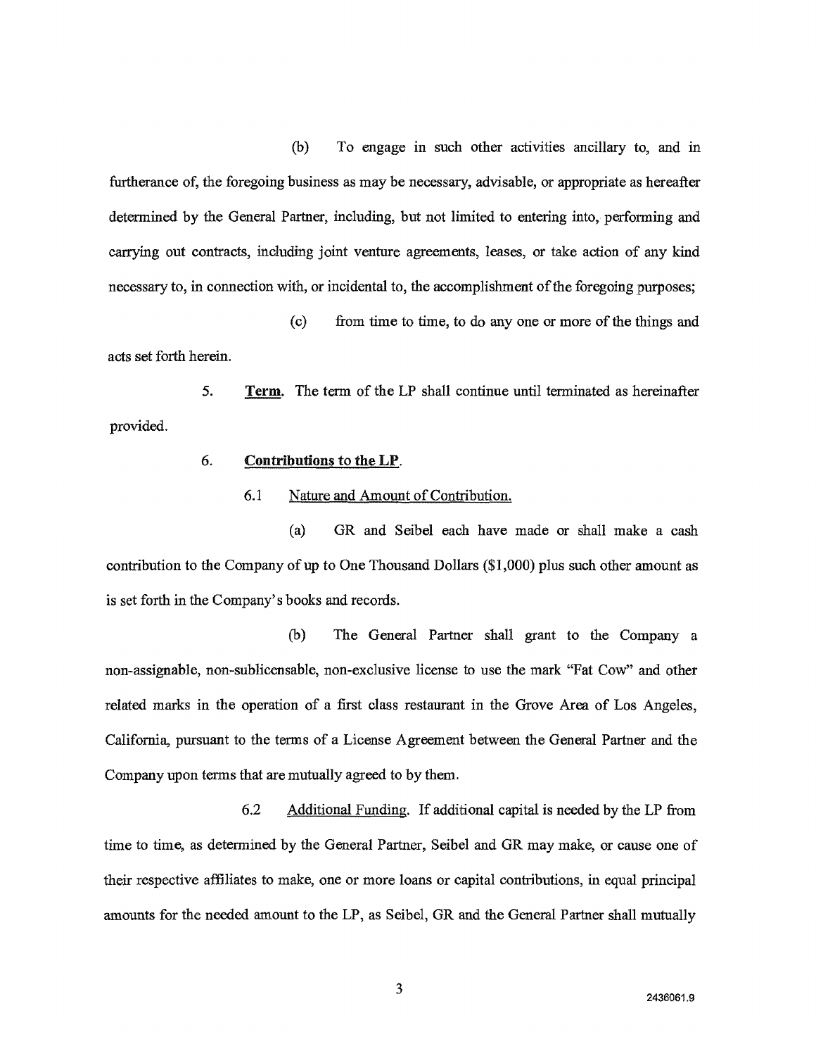(b) To engage in such other activities ancillary to, and in furtherance of, the foregoing business as may be necessary, advisable, or appropriate as hereafter determined by the General Partner, including, but not limited to entering into, performing and carrying out contracts, including joint venture agreements, leases, or take action of any kind necessary to, in connection with, or incidental to, the accomplishment of the foregoing purposes;

(c) from time to time, to do any one or more of the things and acts set forth herein.

5. **Term.** The term of the LP shall continue until terminated as hereinafter provided.

6. **Contributions to the LP**.

6.1 Nature and Amount of Contribution.

(a) GR and Seibel each have made or shall make a cash contribution to the Company of up to One Thousand Dollars ($1,000) plus such other amount as is set forth in the Company's books and records.

(b) The General Partner shall grant to the Company a non-assignable, non-sublicensable, non-exclusive license to use the mark "Fat Cow" and other related marks in the operation of a first class restaurant in the Grove Area of Los Angeles, California, pursuant to the terms of a License Agreement between the General Partner and the Company upon terms that are mutually agreed to by them.

6.2 Additional Funding. If additional capital is needed by the LP from time to time, as determined by the General Partner, Seibel and GR may make, or cause one of their respective affiliates to make, one or more loans or capital contributions, in equal principal amounts for the needed amount to the LP, as Seibel, GR and the General Partner shall mutually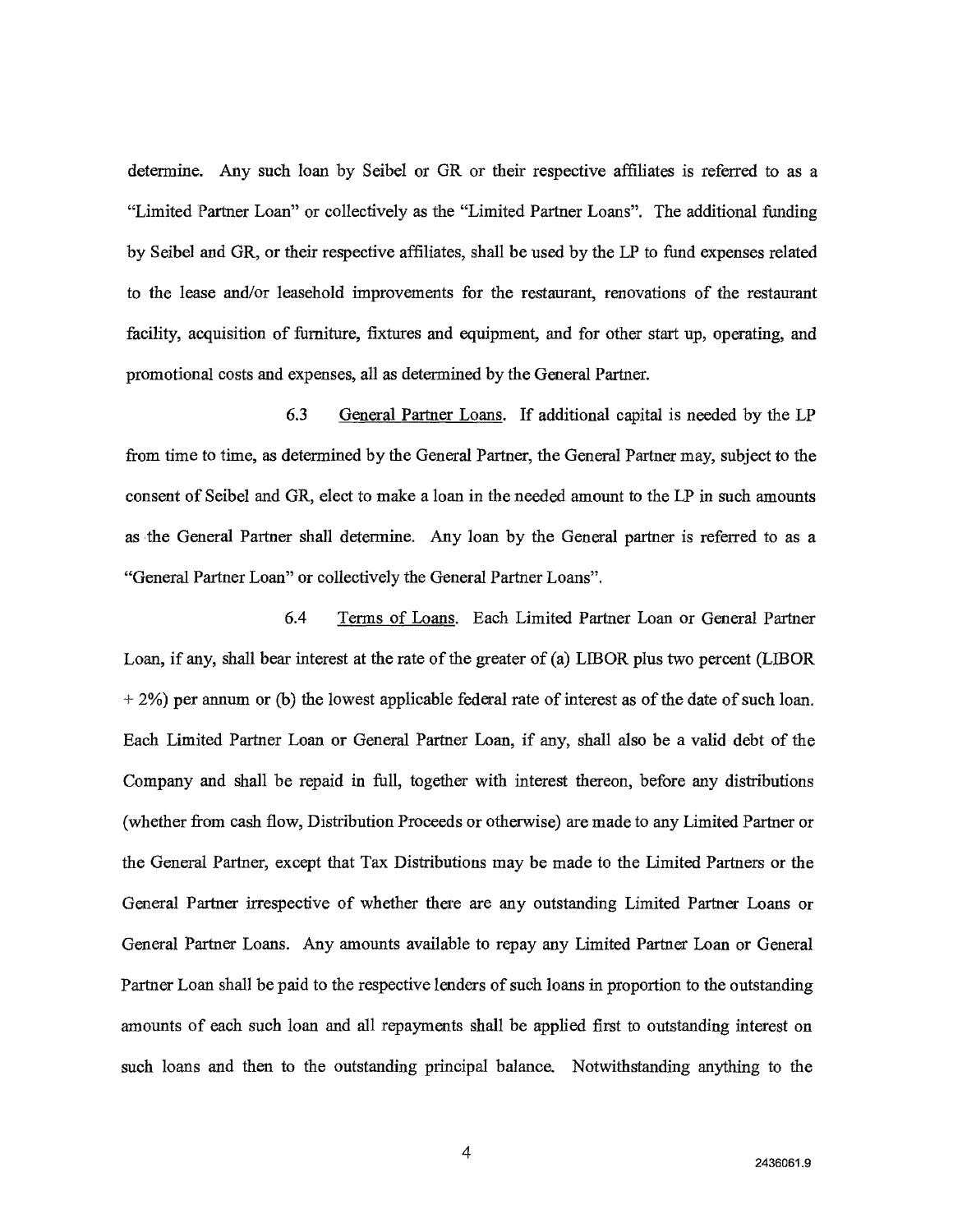determine. Any such loan by Seibel or GR or their respective affiliates is referred to as a "Limited Partner Loan" or collectively as the "Limited Partner Loans". The additional funding by Seibel and GR, or their respective affiliates, shall be used by the LP to fund expenses related to the lease and/or leasehold improvements for the restaurant, renovations of the restaurant facility, acquisition of furniture, fixtures and equipment, and for other start up, operating, and promotional costs and expenses, all as determined by the General Partner.

6.3 General Partner Loans. If additional capital is needed by the LP from time to time, as determined by the General Partner, the General Partner may, subject to the consent of Seibel and GR, elect to make a loan in the needed amount to the LP in such amounts as the General Partner shall determine. Any loan by the General partner is referred to as a "General Partner Loan" or collectively the General Partner Loans".

6.4 Terms of Loans. Each Limited Partner Loan or General Partner Loan, if any, shall bear interest at the rate of the greater of (a) LIBOR plus two percent (LIBOR + 2%) per annum or (b) the lowest applicable federal rate of interest as of the date of such loan. Each Limited Partner Loan or General Partner Loan, if any, shall also be a valid debt of the Company and shall be repaid in full, together with interest thereon, before any distributions (whether from cash flow, Distribution Proceeds or otherwise) are made to any Limited Partner or the General Partner, except that Tax Distributions may be made to the Limited Partners or the General Partner irrespective of whether there are any outstanding Limited Partner Loans or General Partner Loans. Any amounts available to repay any Limited Partner Loan or General Partner Loan shall be paid to the respective lenders of such loans in proportion to the outstanding amounts of each such loan and all repayments shall be applied first to outstanding interest on such loans and then to the outstanding principal balance. Notwithstanding anything to the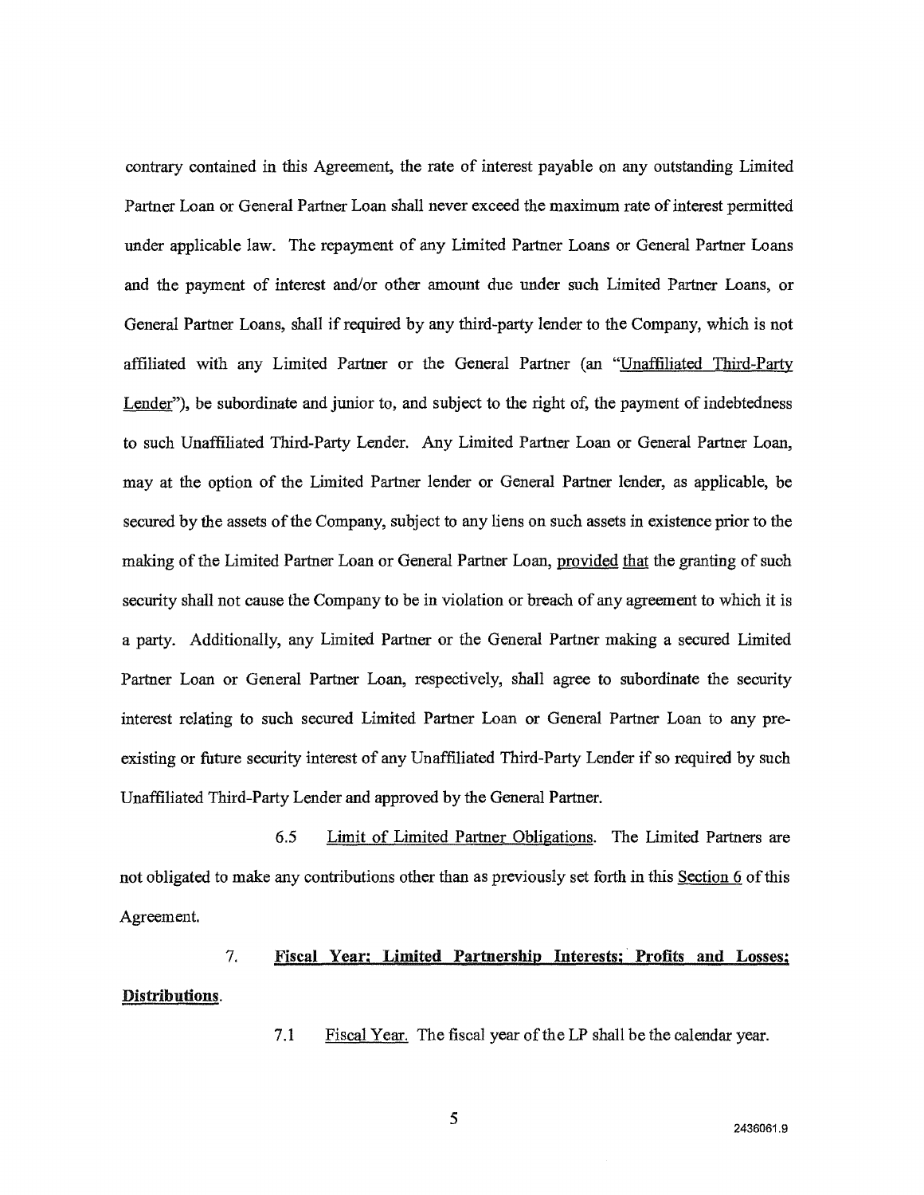contrary contained in this Agreement, the rate of interest payable on any outstanding Limited Partner Loan or General Partner Loan shall never exceed the maximum rate of interest permitted under applicable law. The repayment of any Limited Partner Loans or General Partner Loans and the payment of interest and/or other amount due under such Limited Partner Loans, or General Partner Loans, shall if required by any third-party lender to the Company, which is not affiliated with any Limited Partner or the General Partner (an "Unaffiliated Third-Party Lender"), be subordinate and junior to, and subject to the right of, the payment of indebtedness to such Unaffiliated Third-Party Lender. Any Limited Partner Loan or General Partner Loan, may at the option of the Limited Partner lender or General Partner lender, as applicable, be secured by the assets of the Company, subject to any liens on such assets in existence prior to the making of the Limited Partner Loan or General Partner Loan, provided that the granting of such security shall not cause the Company to be in violation or breach of any agreement to which it is a party. Additionally, any Limited Partner or the General Partner making a secured Limited Partner Loan or General Partner Loan, respectively, shall agree to subordinate the security interest relating to such secured Limited Partner Loan or General Partner Loan to any pre-existing or future security interest of any Unaffiliated Third-Party Lender if so required by such Unaffiliated Third-Party Lender and approved by the General Partner.

6.5 Limit of Limited Partner Obligations. The Limited Partners are not obligated to make any contributions other than as previously set forth in this Section 6 of this Agreement.

7. **Fiscal Year; Limited Partnership Interests; Profits and Losses; Distributions**.

7.1 Fiscal Year. The fiscal year of the LP shall be the calendar year.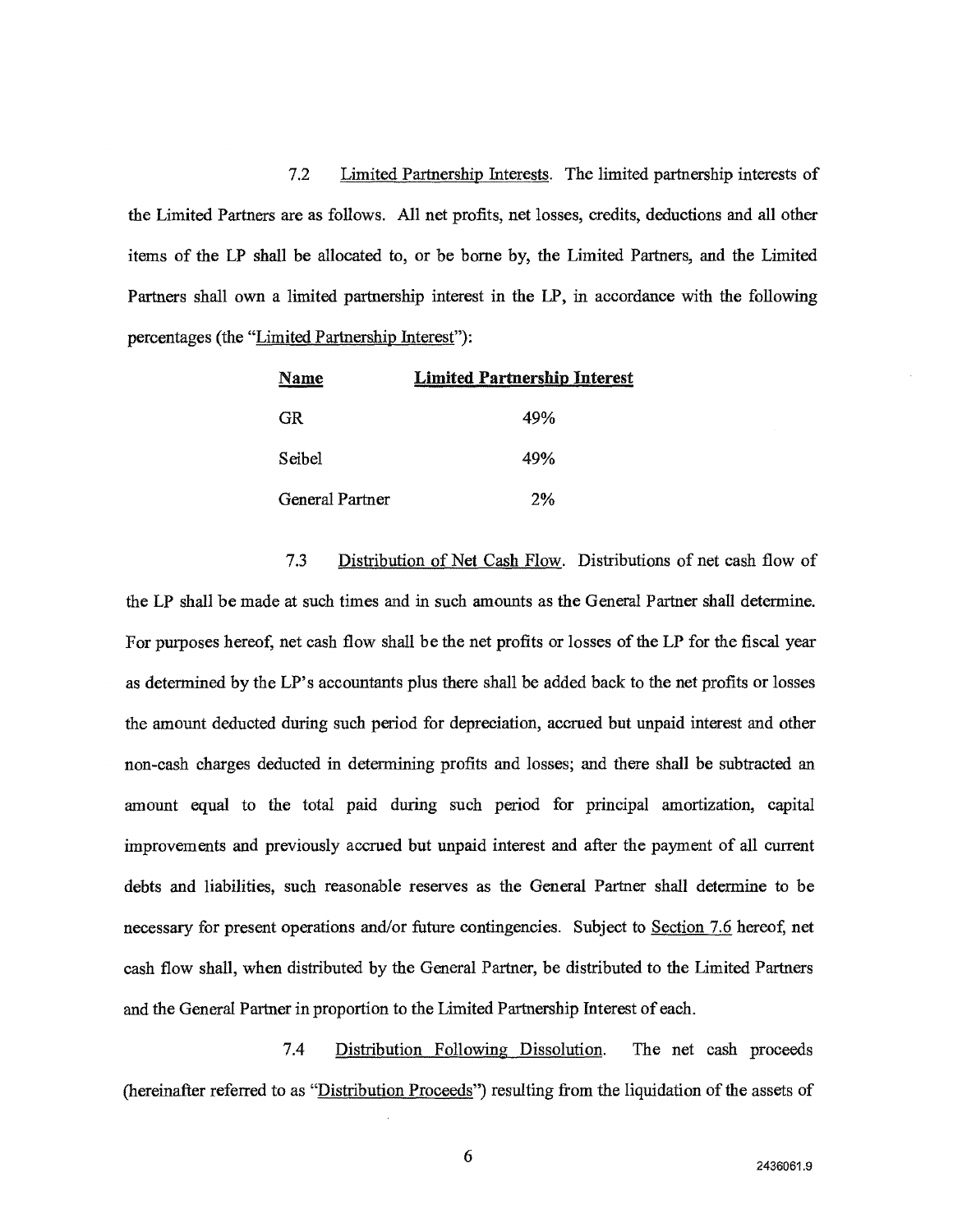7.2 Limited Partnership Interests. The limited partnership interests of the Limited Partners are as follows. All net profits, net losses, credits, deductions and all other items of the LP shall be allocated to, or be borne by, the Limited Partners, and the Limited Partners shall own a limited partnership interest in the LP, in accordance with the following percentages (the "Limited Partnership Interest"):

| Name | Limited Partnership Interest |
|---|---|
| GR | 49% |
| Seibel | 49% |
| General Partner | 2% |

7.3 Distribution of Net Cash Flow. Distributions of net cash flow of the LP shall be made at such times and in such amounts as the General Partner shall determine. For purposes hereof, net cash flow shall be the net profits or losses of the LP for the fiscal year as determined by the LP's accountants plus there shall be added back to the net profits or losses the amount deducted during such period for depreciation, accrued but unpaid interest and other non-cash charges deducted in determining profits and losses; and there shall be subtracted an amount equal to the total paid during such period for principal amortization, capital improvements and previously accrued but unpaid interest and after the payment of all current debts and liabilities, such reasonable reserves as the General Partner shall determine to be necessary for present operations and/or future contingencies. Subject to Section 7.6 hereof, net cash flow shall, when distributed by the General Partner, be distributed to the Limited Partners and the General Partner in proportion to the Limited Partnership Interest of each.

7.4 Distribution Following Dissolution. The net cash proceeds (hereinafter referred to as "Distribution Proceeds") resulting from the liquidation of the assets of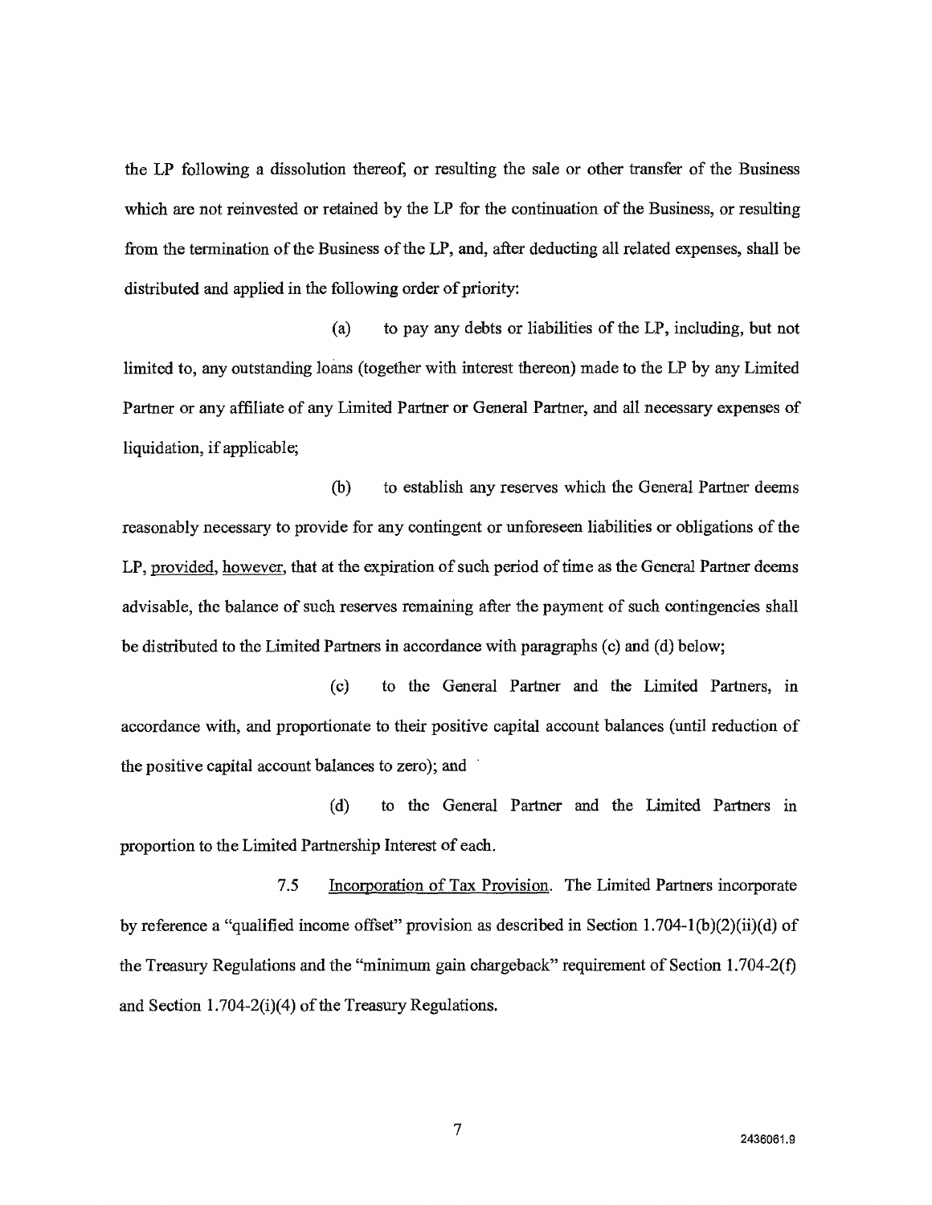the LP following a dissolution thereof, or resulting the sale or other transfer of the Business which are not reinvested or retained by the LP for the continuation of the Business, or resulting from the termination of the Business of the LP, and, after deducting all related expenses, shall be distributed and applied in the following order of priority:

(a) to pay any debts or liabilities of the LP, including, but not limited to, any outstanding loans (together with interest thereon) made to the LP by any Limited Partner or any affiliate of any Limited Partner or General Partner, and all necessary expenses of liquidation, if applicable;

(b) to establish any reserves which the General Partner deems reasonably necessary to provide for any contingent or unforeseen liabilities or obligations of the LP, provided, however, that at the expiration of such period of time as the General Partner deems advisable, the balance of such reserves remaining after the payment of such contingencies shall be distributed to the Limited Partners in accordance with paragraphs (c) and (d) below;

(c) to the General Partner and the Limited Partners, in accordance with, and proportionate to their positive capital account balances (until reduction of the positive capital account balances to zero); and

(d) to the General Partner and the Limited Partners in proportion to the Limited Partnership Interest of each.

7.5 Incorporation of Tax Provision. The Limited Partners incorporate by reference a "qualified income offset" provision as described in Section 1.704-1(b)(2)(ii)(d) of the Treasury Regulations and the "minimum gain chargeback" requirement of Section 1.704-2(f) and Section 1.704-2(i)(4) of the Treasury Regulations.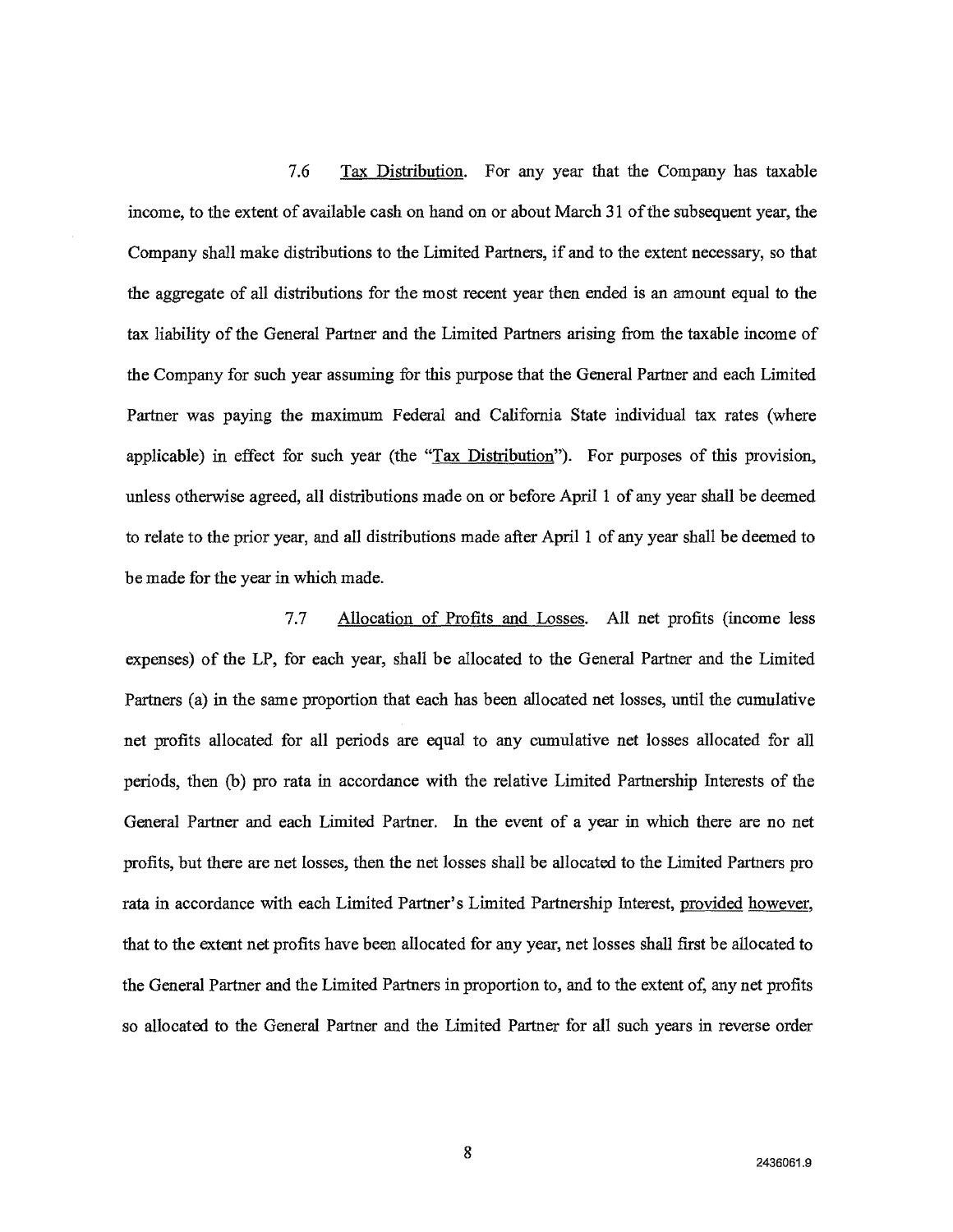7.6 Tax Distribution. For any year that the Company has taxable income, to the extent of available cash on hand on or about March 31 of the subsequent year, the Company shall make distributions to the Limited Partners, if and to the extent necessary, so that the aggregate of all distributions for the most recent year then ended is an amount equal to the tax liability of the General Partner and the Limited Partners arising from the taxable income of the Company for such year assuming for this purpose that the General Partner and each Limited Partner was paying the maximum Federal and California State individual tax rates (where applicable) in effect for such year (the "Tax Distribution"). For purposes of this provision, unless otherwise agreed, all distributions made on or before April 1 of any year shall be deemed to relate to the prior year, and all distributions made after April 1 of any year shall be deemed to be made for the year in which made.

7.7 Allocation of Profits and Losses. All net profits (income less expenses) of the LP, for each year, shall be allocated to the General Partner and the Limited Partners (a) in the same proportion that each has been allocated net losses, until the cumulative net profits allocated for all periods are equal to any cumulative net losses allocated for all periods, then (b) pro rata in accordance with the relative Limited Partnership Interests of the General Partner and each Limited Partner. In the event of a year in which there are no net profits, but there are net losses, then the net losses shall be allocated to the Limited Partners pro rata in accordance with each Limited Partner's Limited Partnership Interest, provided however, that to the extent net profits have been allocated for any year, net losses shall first be allocated to the General Partner and the Limited Partners in proportion to, and to the extent of, any net profits so allocated to the General Partner and the Limited Partner for all such years in reverse order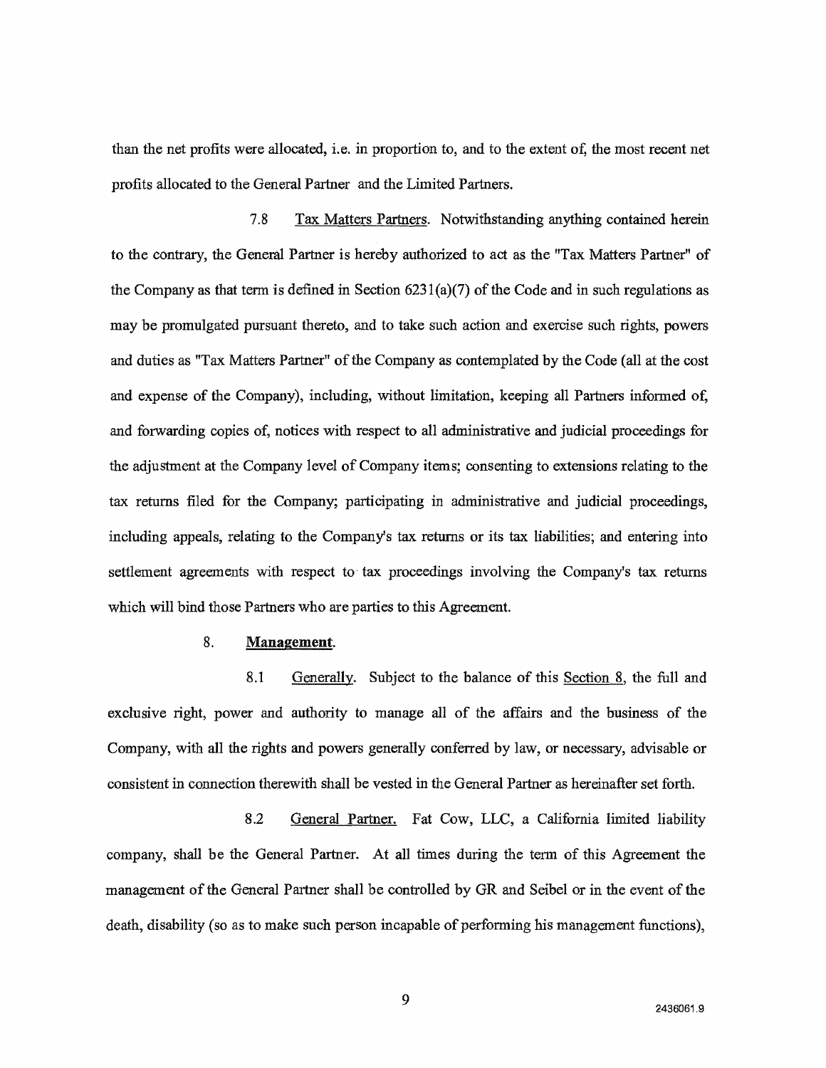than the net profits were allocated, i.e. in proportion to, and to the extent of, the most recent net profits allocated to the General Partner and the Limited Partners.

7.8 Tax Matters Partners. Notwithstanding anything contained herein to the contrary, the General Partner is hereby authorized to act as the "Tax Matters Partner" of the Company as that term is defined in Section 6231(a)(7) of the Code and in such regulations as may be promulgated pursuant thereto, and to take such action and exercise such rights, powers and duties as "Tax Matters Partner" of the Company as contemplated by the Code (all at the cost and expense of the Company), including, without limitation, keeping all Partners informed of, and forwarding copies of, notices with respect to all administrative and judicial proceedings for the adjustment at the Company level of Company items; consenting to extensions relating to the tax returns filed for the Company; participating in administrative and judicial proceedings, including appeals, relating to the Company's tax returns or its tax liabilities; and entering into settlement agreements with respect to tax proceedings involving the Company's tax returns which will bind those Partners who are parties to this Agreement.

8. **Management.**

8.1 Generally. Subject to the balance of this Section 8, the full and exclusive right, power and authority to manage all of the affairs and the business of the Company, with all the rights and powers generally conferred by law, or necessary, advisable or consistent in connection therewith shall be vested in the General Partner as hereinafter set forth.

8.2 General Partner. Fat Cow, LLC, a California limited liability company, shall be the General Partner. At all times during the term of this Agreement the management of the General Partner shall be controlled by GR and Seibel or in the event of the death, disability (so as to make such person incapable of performing his management functions),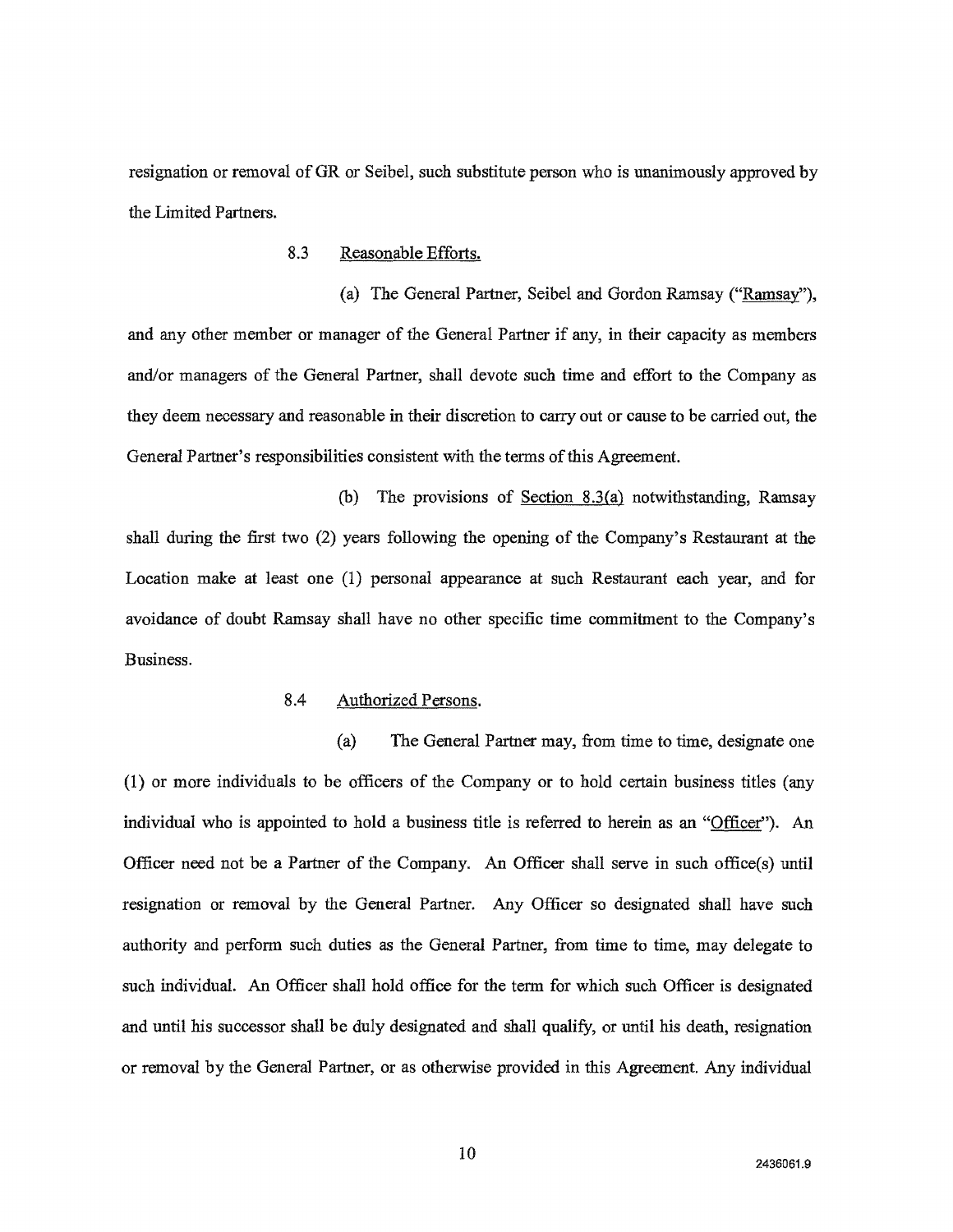resignation or removal of GR or Seibel, such substitute person who is unanimously approved by the Limited Partners.

8.3 Reasonable Efforts.

(a) The General Partner, Seibel and Gordon Ramsay ("Ramsay"), and any other member or manager of the General Partner if any, in their capacity as members and/or managers of the General Partner, shall devote such time and effort to the Company as they deem necessary and reasonable in their discretion to carry out or cause to be carried out, the General Partner's responsibilities consistent with the terms of this Agreement.

(b) The provisions of Section 8.3(a) notwithstanding, Ramsay shall during the first two (2) years following the opening of the Company's Restaurant at the Location make at least one (1) personal appearance at such Restaurant each year, and for avoidance of doubt Ramsay shall have no other specific time commitment to the Company's Business.

8.4 Authorized Persons.

(a) The General Partner may, from time to time, designate one (1) or more individuals to be officers of the Company or to hold certain business titles (any individual who is appointed to hold a business title is referred to herein as an "Officer"). An Officer need not be a Partner of the Company. An Officer shall serve in such office(s) until resignation or removal by the General Partner. Any Officer so designated shall have such authority and perform such duties as the General Partner, from time to time, may delegate to such individual. An Officer shall hold office for the term for which such Officer is designated and until his successor shall be duly designated and shall qualify, or until his death, resignation or removal by the General Partner, or as otherwise provided in this Agreement. Any individual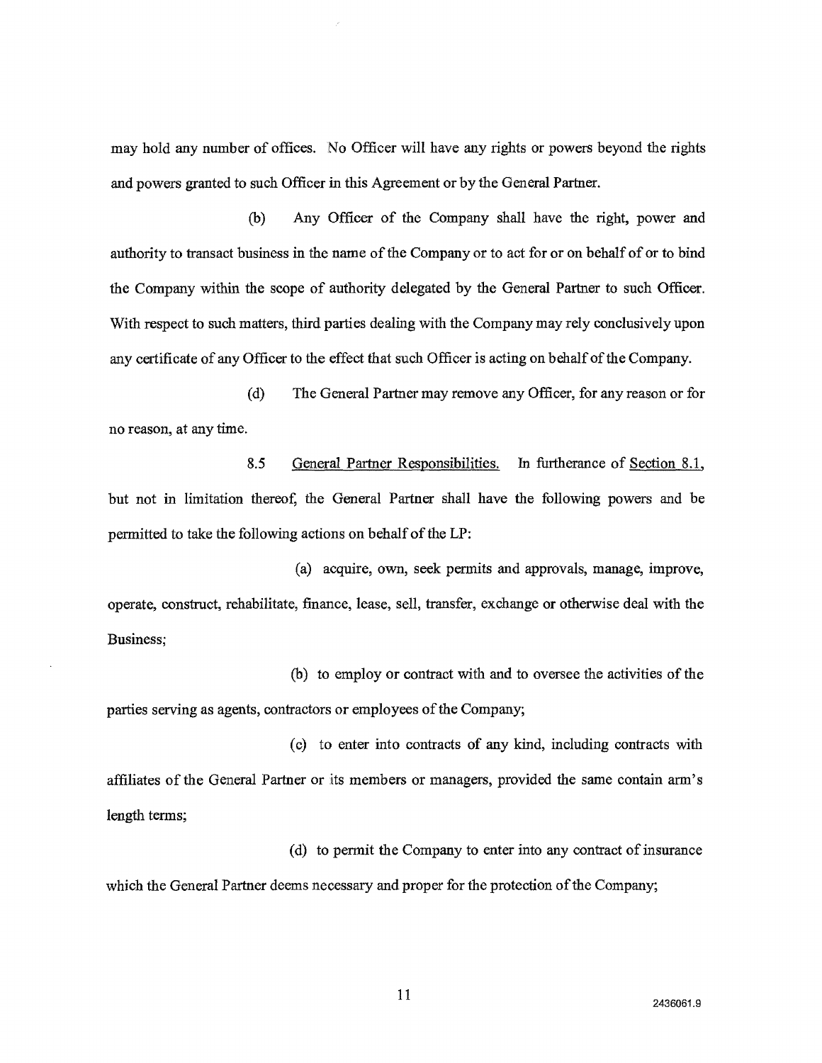may hold any number of offices. No Officer will have any rights or powers beyond the rights and powers granted to such Officer in this Agreement or by the General Partner.

(b) Any Officer of the Company shall have the right, power and authority to transact business in the name of the Company or to act for or on behalf of or to bind the Company within the scope of authority delegated by the General Partner to such Officer. With respect to such matters, third parties dealing with the Company may rely conclusively upon any certificate of any Officer to the effect that such Officer is acting on behalf of the Company.

(d) The General Partner may remove any Officer, for any reason or for no reason, at any time.

8.5 General Partner Responsibilities. In furtherance of Section 8.1, but not in limitation thereof, the General Partner shall have the following powers and be permitted to take the following actions on behalf of the LP:

(a) acquire, own, seek permits and approvals, manage, improve, operate, construct, rehabilitate, finance, lease, sell, transfer, exchange or otherwise deal with the Business;

(b) to employ or contract with and to oversee the activities of the parties serving as agents, contractors or employees of the Company;

(c) to enter into contracts of any kind, including contracts with affiliates of the General Partner or its members or managers, provided the same contain arm's length terms;

(d) to permit the Company to enter into any contract of insurance which the General Partner deems necessary and proper for the protection of the Company;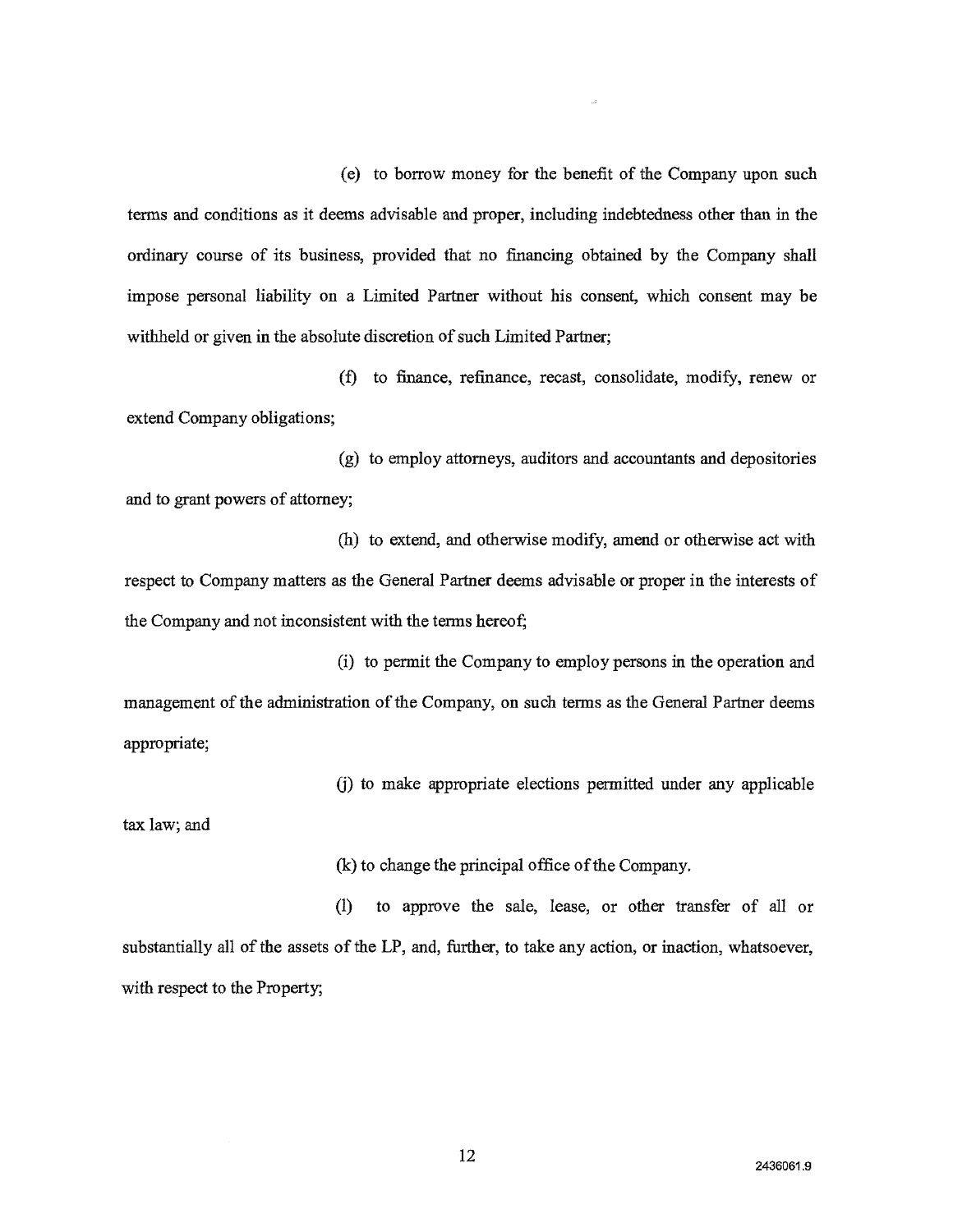(e) to borrow money for the benefit of the Company upon such terms and conditions as it deems advisable and proper, including indebtedness other than in the ordinary course of its business, provided that no financing obtained by the Company shall impose personal liability on a Limited Partner without his consent, which consent may be withheld or given in the absolute discretion of such Limited Partner;

(f) to finance, refinance, recast, consolidate, modify, renew or extend Company obligations;

(g) to employ attorneys, auditors and accountants and depositories and to grant powers of attorney;

(h) to extend, and otherwise modify, amend or otherwise act with respect to Company matters as the General Partner deems advisable or proper in the interests of the Company and not inconsistent with the terms hereof;

(i) to permit the Company to employ persons in the operation and management of the administration of the Company, on such terms as the General Partner deems appropriate;

(j) to make appropriate elections permitted under any applicable tax law; and

(k) to change the principal office of the Company.

(l) to approve the sale, lease, or other transfer of all or substantially all of the assets of the LP, and, further, to take any action, or inaction, whatsoever, with respect to the Property;

2436061.9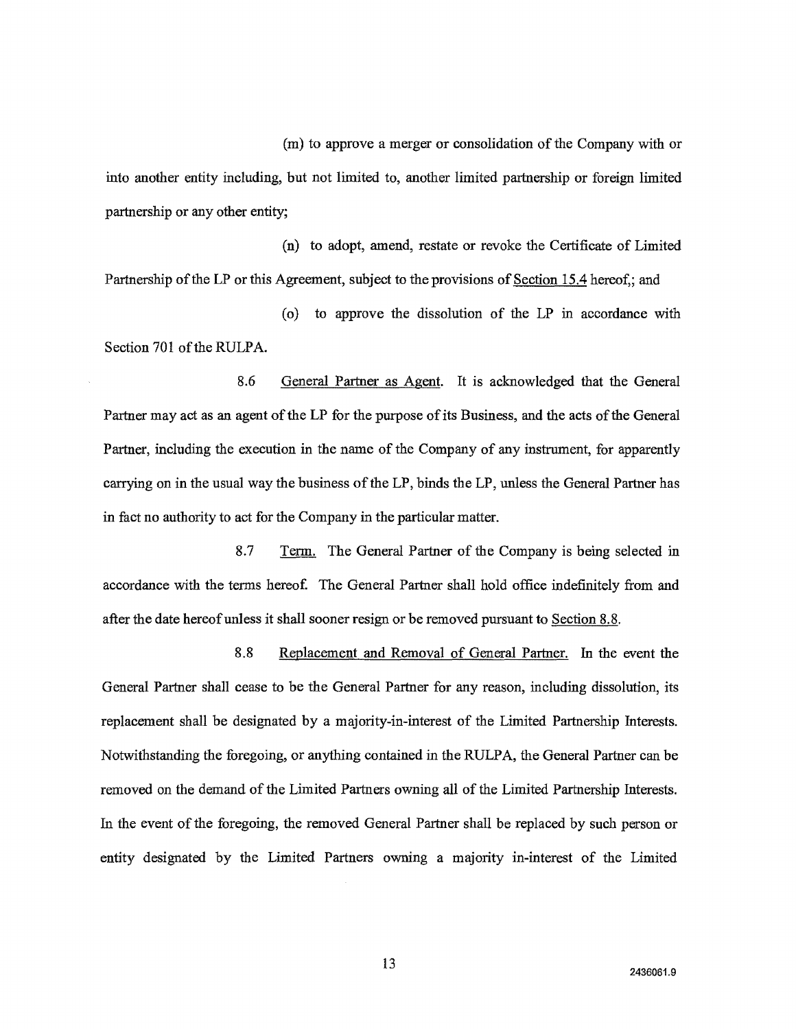(m) to approve a merger or consolidation of the Company with or into another entity including, but not limited to, another limited partnership or foreign limited partnership or any other entity;

(n) to adopt, amend, restate or revoke the Certificate of Limited Partnership of the LP or this Agreement, subject to the provisions of Section 15.4 hereof,; and

(o) to approve the dissolution of the LP in accordance with Section 701 of the RULPA.

8.6 General Partner as Agent. It is acknowledged that the General Partner may act as an agent of the LP for the purpose of its Business, and the acts of the General Partner, including the execution in the name of the Company of any instrument, for apparently carrying on in the usual way the business of the LP, binds the LP, unless the General Partner has in fact no authority to act for the Company in the particular matter.

8.7 Term. The General Partner of the Company is being selected in accordance with the terms hereof. The General Partner shall hold office indefinitely from and after the date hereof unless it shall sooner resign or be removed pursuant to Section 8.8.

8.8 Replacement and Removal of General Partner. In the event the General Partner shall cease to be the General Partner for any reason, including dissolution, its replacement shall be designated by a majority-in-interest of the Limited Partnership Interests. Notwithstanding the foregoing, or anything contained in the RULPA, the General Partner can be removed on the demand of the Limited Partners owning all of the Limited Partnership Interests. In the event of the foregoing, the removed General Partner shall be replaced by such person or entity designated by the Limited Partners owning a majority in-interest of the Limited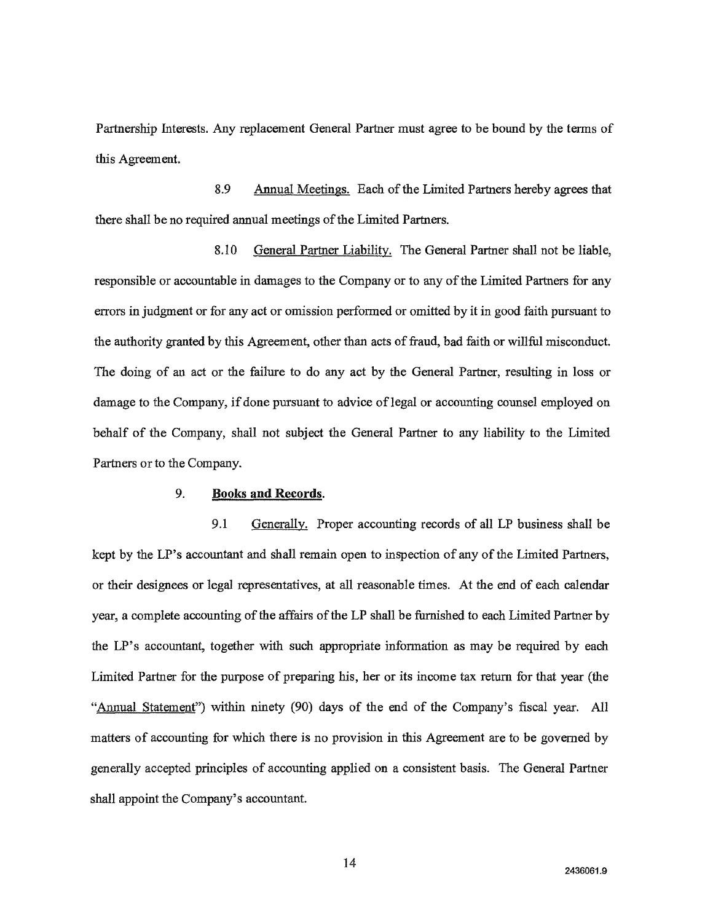Partnership Interests. Any replacement General Partner must agree to be bound by the terms of this Agreement.

8.9 Annual Meetings. Each of the Limited Partners hereby agrees that there shall be no required annual meetings of the Limited Partners.

8.10 General Partner Liability. The General Partner shall not be liable, responsible or accountable in damages to the Company or to any of the Limited Partners for any errors in judgment or for any act or omission performed or omitted by it in good faith pursuant to the authority granted by this Agreement, other than acts of fraud, bad faith or willful misconduct. The doing of an act or the failure to do any act by the General Partner, resulting in loss or damage to the Company, if done pursuant to advice of legal or accounting counsel employed on behalf of the Company, shall not subject the General Partner to any liability to the Limited Partners or to the Company.

9. **Books and Records.**

9.1 Generally. Proper accounting records of all LP business shall be kept by the LP's accountant and shall remain open to inspection of any of the Limited Partners, or their designees or legal representatives, at all reasonable times. At the end of each calendar year, a complete accounting of the affairs of the LP shall be furnished to each Limited Partner by the LP's accountant, together with such appropriate information as may be required by each Limited Partner for the purpose of preparing his, her or its income tax return for that year (the "Annual Statement") within ninety (90) days of the end of the Company's fiscal year. All matters of accounting for which there is no provision in this Agreement are to be governed by generally accepted principles of accounting applied on a consistent basis. The General Partner shall appoint the Company's accountant.

2436061.9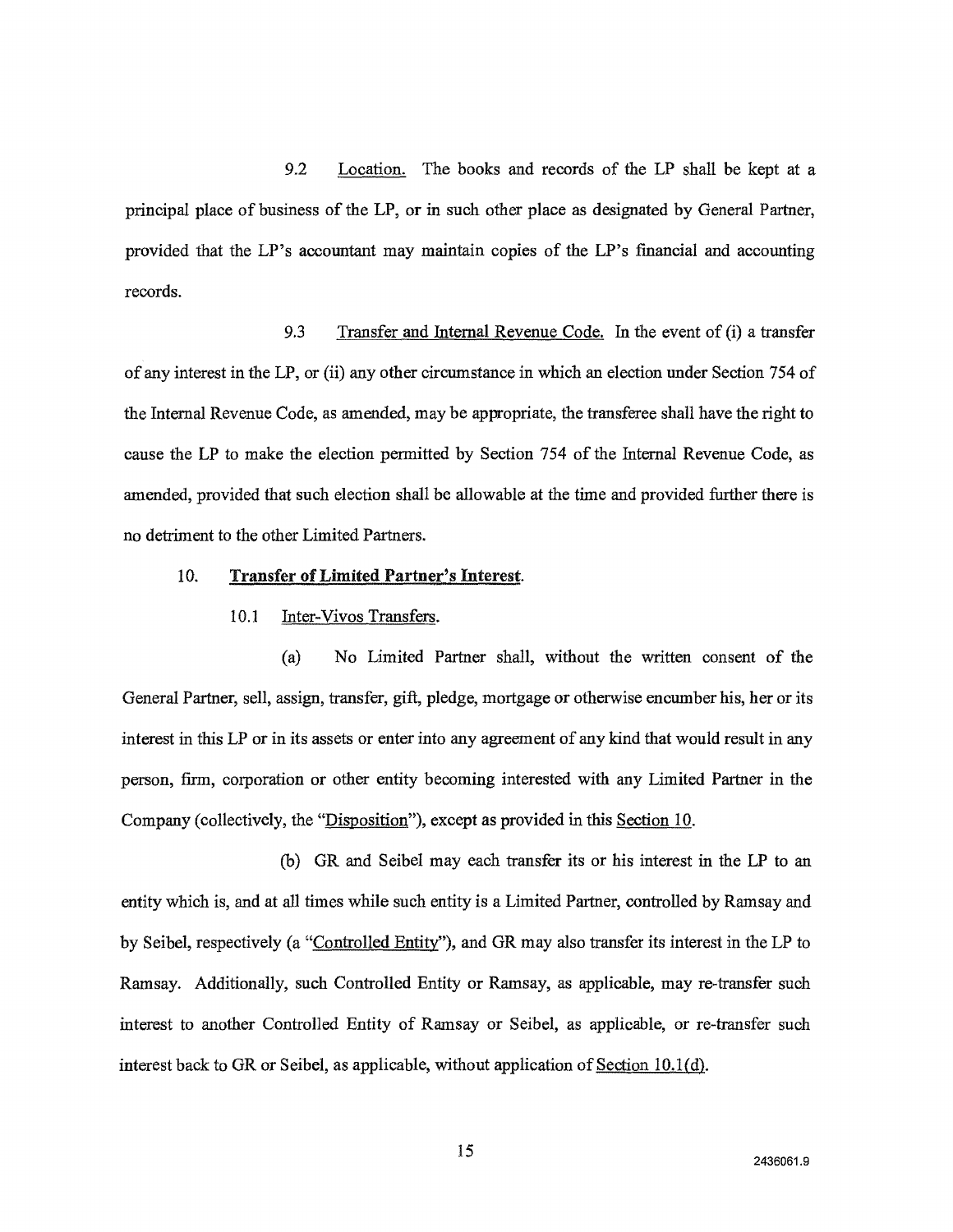9.2 Location. The books and records of the LP shall be kept at a principal place of business of the LP, or in such other place as designated by General Partner, provided that the LP's accountant may maintain copies of the LP's financial and accounting records.

9.3 Transfer and Internal Revenue Code. In the event of (i) a transfer of any interest in the LP, or (ii) any other circumstance in which an election under Section 754 of the Internal Revenue Code, as amended, may be appropriate, the transferee shall have the right to cause the LP to make the election permitted by Section 754 of the Internal Revenue Code, as amended, provided that such election shall be allowable at the time and provided further there is no detriment to the other Limited Partners.

10. **Transfer of Limited Partner's Interest**.

10.1 Inter-Vivos Transfers.

(a) No Limited Partner shall, without the written consent of the General Partner, sell, assign, transfer, gift, pledge, mortgage or otherwise encumber his, her or its interest in this LP or in its assets or enter into any agreement of any kind that would result in any person, firm, corporation or other entity becoming interested with any Limited Partner in the Company (collectively, the "Disposition"), except as provided in this Section 10.

(b) GR and Seibel may each transfer its or his interest in the LP to an entity which is, and at all times while such entity is a Limited Partner, controlled by Ramsay and by Seibel, respectively (a "Controlled Entity"), and GR may also transfer its interest in the LP to Ramsay. Additionally, such Controlled Entity or Ramsay, as applicable, may re-transfer such interest to another Controlled Entity of Ramsay or Seibel, as applicable, or re-transfer such interest back to GR or Seibel, as applicable, without application of Section 10.1(d).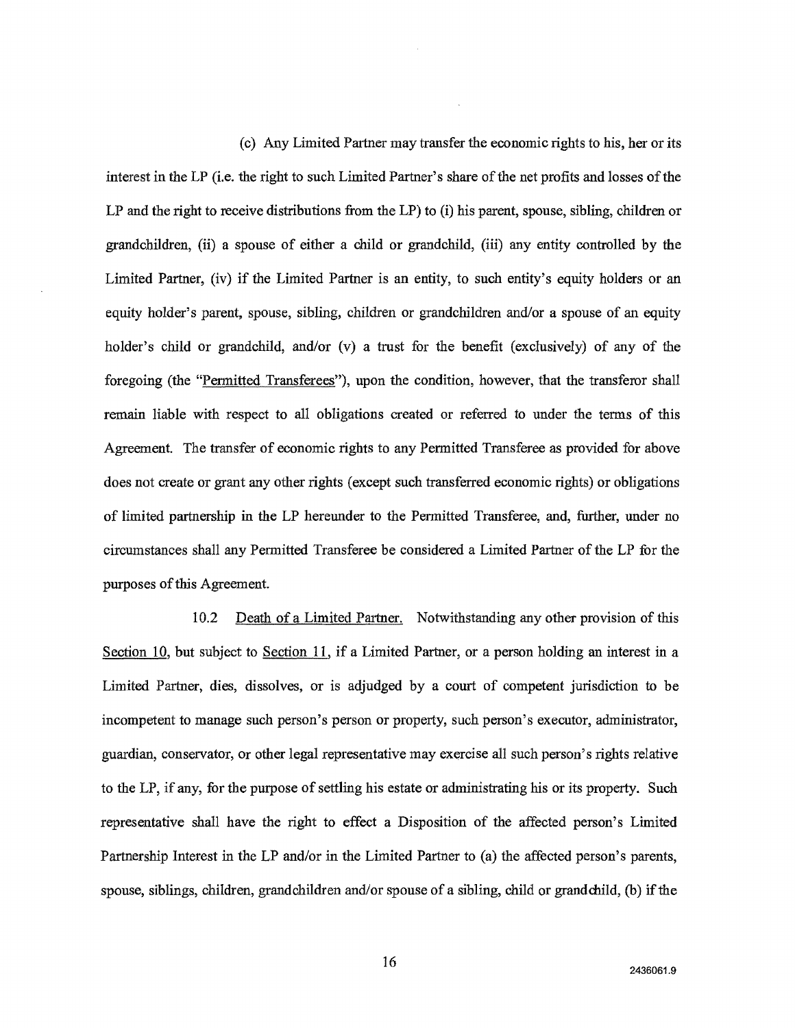(c) Any Limited Partner may transfer the economic rights to his, her or its interest in the LP (i.e. the right to such Limited Partner's share of the net profits and losses of the LP and the right to receive distributions from the LP) to (i) his parent, spouse, sibling, children or grandchildren, (ii) a spouse of either a child or grandchild, (iii) any entity controlled by the Limited Partner, (iv) if the Limited Partner is an entity, to such entity's equity holders or an equity holder's parent, spouse, sibling, children or grandchildren and/or a spouse of an equity holder's child or grandchild, and/or (v) a trust for the benefit (exclusively) of any of the foregoing (the "Permitted Transferees"), upon the condition, however, that the transferor shall remain liable with respect to all obligations created or referred to under the terms of this Agreement. The transfer of economic rights to any Permitted Transferee as provided for above does not create or grant any other rights (except such transferred economic rights) or obligations of limited partnership in the LP hereunder to the Permitted Transferee, and, further, under no circumstances shall any Permitted Transferee be considered a Limited Partner of the LP for the purposes of this Agreement.

10.2 Death of a Limited Partner. Notwithstanding any other provision of this Section 10, but subject to Section 11, if a Limited Partner, or a person holding an interest in a Limited Partner, dies, dissolves, or is adjudged by a court of competent jurisdiction to be incompetent to manage such person's person or property, such person's executor, administrator, guardian, conservator, or other legal representative may exercise all such person's rights relative to the LP, if any, for the purpose of settling his estate or administrating his or its property. Such representative shall have the right to effect a Disposition of the affected person's Limited Partnership Interest in the LP and/or in the Limited Partner to (a) the affected person's parents, spouse, siblings, children, grandchildren and/or spouse of a sibling, child or grandchild, (b) if the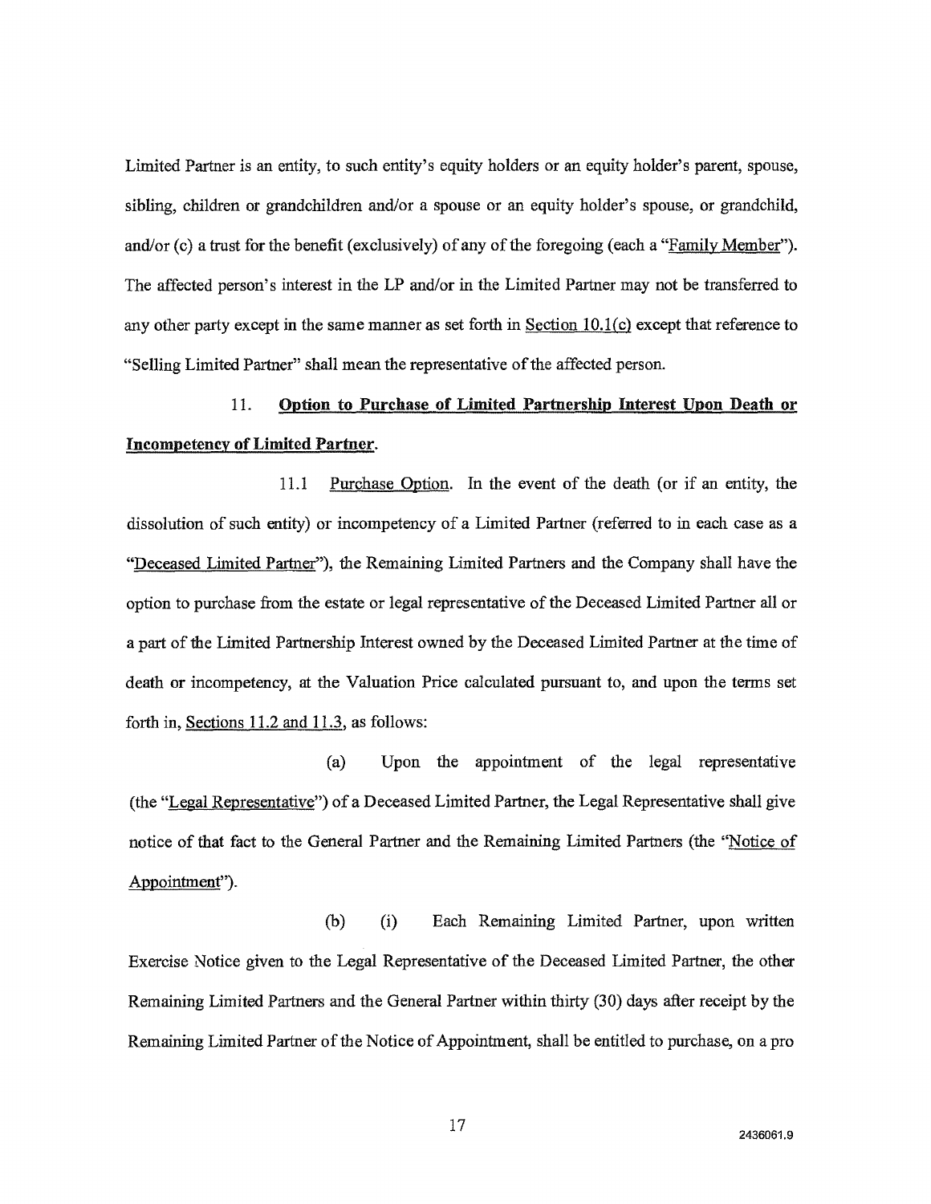Limited Partner is an entity, to such entity's equity holders or an equity holder's parent, spouse, sibling, children or grandchildren and/or a spouse or an equity holder's spouse, or grandchild, and/or (c) a trust for the benefit (exclusively) of any of the foregoing (each a "Family Member"). The affected person's interest in the LP and/or in the Limited Partner may not be transferred to any other party except in the same manner as set forth in Section 10.1(c) except that reference to "Selling Limited Partner" shall mean the representative of the affected person.

## 11. Option to Purchase of Limited Partnership Interest Upon Death or Incompetency of Limited Partner.

11.1 Purchase Option. In the event of the death (or if an entity, the dissolution of such entity) or incompetency of a Limited Partner (referred to in each case as a "Deceased Limited Partner"), the Remaining Limited Partners and the Company shall have the option to purchase from the estate or legal representative of the Deceased Limited Partner all or a part of the Limited Partnership Interest owned by the Deceased Limited Partner at the time of death or incompetency, at the Valuation Price calculated pursuant to, and upon the terms set forth in, Sections 11.2 and 11.3, as follows:

(a) Upon the appointment of the legal representative (the "Legal Representative") of a Deceased Limited Partner, the Legal Representative shall give notice of that fact to the General Partner and the Remaining Limited Partners (the "Notice of Appointment").

(b) (i) Each Remaining Limited Partner, upon written Exercise Notice given to the Legal Representative of the Deceased Limited Partner, the other Remaining Limited Partners and the General Partner within thirty (30) days after receipt by the Remaining Limited Partner of the Notice of Appointment, shall be entitled to purchase, on a pro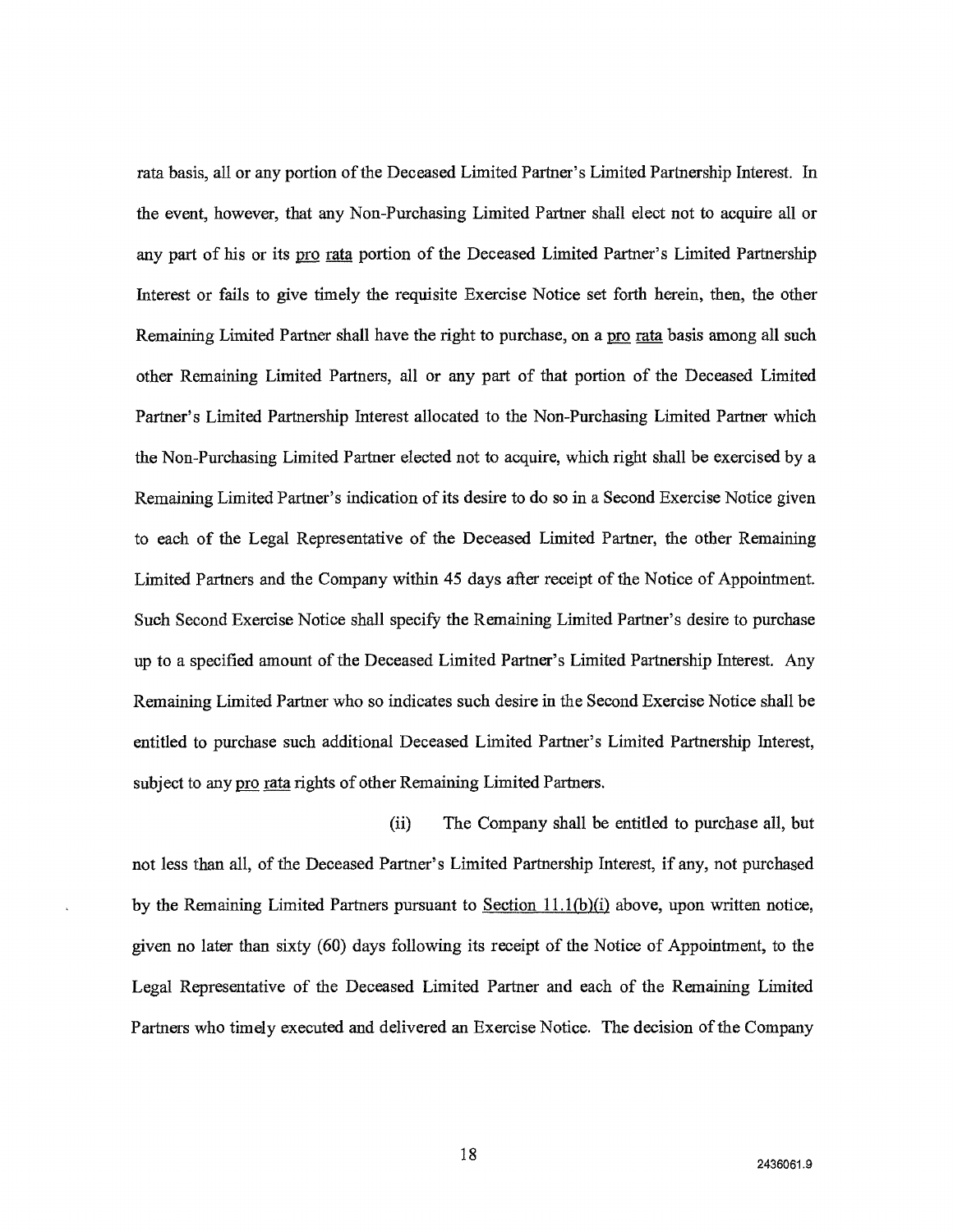rata basis, all or any portion of the Deceased Limited Partner's Limited Partnership Interest. In the event, however, that any Non-Purchasing Limited Partner shall elect not to acquire all or any part of his or its pro rata portion of the Deceased Limited Partner's Limited Partnership Interest or fails to give timely the requisite Exercise Notice set forth herein, then, the other Remaining Limited Partner shall have the right to purchase, on a pro rata basis among all such other Remaining Limited Partners, all or any part of that portion of the Deceased Limited Partner's Limited Partnership Interest allocated to the Non-Purchasing Limited Partner which the Non-Purchasing Limited Partner elected not to acquire, which right shall be exercised by a Remaining Limited Partner's indication of its desire to do so in a Second Exercise Notice given to each of the Legal Representative of the Deceased Limited Partner, the other Remaining Limited Partners and the Company within 45 days after receipt of the Notice of Appointment. Such Second Exercise Notice shall specify the Remaining Limited Partner's desire to purchase up to a specified amount of the Deceased Limited Partner's Limited Partnership Interest. Any Remaining Limited Partner who so indicates such desire in the Second Exercise Notice shall be entitled to purchase such additional Deceased Limited Partner's Limited Partnership Interest, subject to any pro rata rights of other Remaining Limited Partners.

(ii) The Company shall be entitled to purchase all, but not less than all, of the Deceased Partner's Limited Partnership Interest, if any, not purchased by the Remaining Limited Partners pursuant to Section 11.1(b)(i) above, upon written notice, given no later than sixty (60) days following its receipt of the Notice of Appointment, to the Legal Representative of the Deceased Limited Partner and each of the Remaining Limited Partners who timely executed and delivered an Exercise Notice. The decision of the Company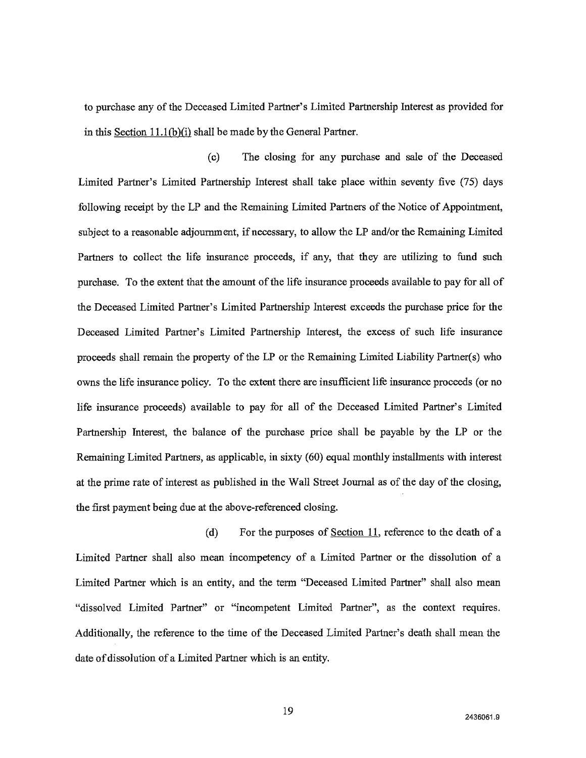to purchase any of the Deceased Limited Partner's Limited Partnership Interest as provided for in this Section 11.1(b)(i) shall be made by the General Partner.

(c) The closing for any purchase and sale of the Deceased Limited Partner's Limited Partnership Interest shall take place within seventy five (75) days following receipt by the LP and the Remaining Limited Partners of the Notice of Appointment, subject to a reasonable adjournment, if necessary, to allow the LP and/or the Remaining Limited Partners to collect the life insurance proceeds, if any, that they are utilizing to fund such purchase. To the extent that the amount of the life insurance proceeds available to pay for all of the Deceased Limited Partner's Limited Partnership Interest exceeds the purchase price for the Deceased Limited Partner's Limited Partnership Interest, the excess of such life insurance proceeds shall remain the property of the LP or the Remaining Limited Liability Partner(s) who owns the life insurance policy. To the extent there are insufficient life insurance proceeds (or no life insurance proceeds) available to pay for all of the Deceased Limited Partner's Limited Partnership Interest, the balance of the purchase price shall be payable by the LP or the Remaining Limited Partners, as applicable, in sixty (60) equal monthly installments with interest at the prime rate of interest as published in the Wall Street Journal as of the day of the closing, the first payment being due at the above-referenced closing.

(d) For the purposes of Section 11, reference to the death of a Limited Partner shall also mean incompetency of a Limited Partner or the dissolution of a Limited Partner which is an entity, and the term "Deceased Limited Partner" shall also mean "dissolved Limited Partner" or "incompetent Limited Partner", as the context requires. Additionally, the reference to the time of the Deceased Limited Partner's death shall mean the date of dissolution of a Limited Partner which is an entity.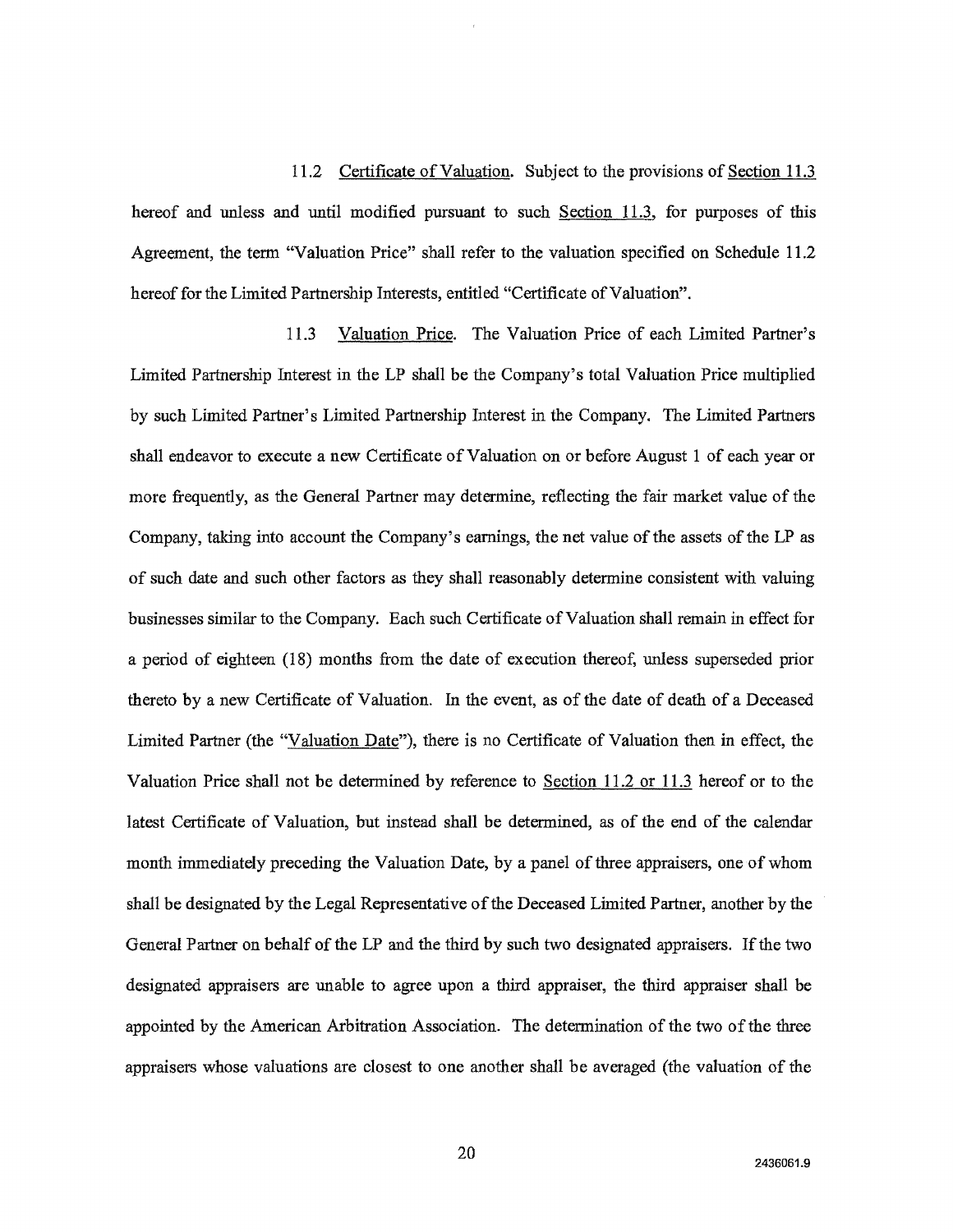11.2 Certificate of Valuation. Subject to the provisions of Section 11.3 hereof and unless and until modified pursuant to such Section 11.3, for purposes of this Agreement, the term "Valuation Price" shall refer to the valuation specified on Schedule 11.2 hereof for the Limited Partnership Interests, entitled "Certificate of Valuation".

11.3 Valuation Price. The Valuation Price of each Limited Partner's Limited Partnership Interest in the LP shall be the Company's total Valuation Price multiplied by such Limited Partner's Limited Partnership Interest in the Company. The Limited Partners shall endeavor to execute a new Certificate of Valuation on or before August 1 of each year or more frequently, as the General Partner may determine, reflecting the fair market value of the Company, taking into account the Company's earnings, the net value of the assets of the LP as of such date and such other factors as they shall reasonably determine consistent with valuing businesses similar to the Company. Each such Certificate of Valuation shall remain in effect for a period of eighteen (18) months from the date of execution thereof, unless superseded prior thereto by a new Certificate of Valuation. In the event, as of the date of death of a Deceased Limited Partner (the "Valuation Date"), there is no Certificate of Valuation then in effect, the Valuation Price shall not be determined by reference to Section 11.2 or 11.3 hereof or to the latest Certificate of Valuation, but instead shall be determined, as of the end of the calendar month immediately preceding the Valuation Date, by a panel of three appraisers, one of whom shall be designated by the Legal Representative of the Deceased Limited Partner, another by the General Partner on behalf of the LP and the third by such two designated appraisers. If the two designated appraisers are unable to agree upon a third appraiser, the third appraiser shall be appointed by the American Arbitration Association. The determination of the two of the three appraisers whose valuations are closest to one another shall be averaged (the valuation of the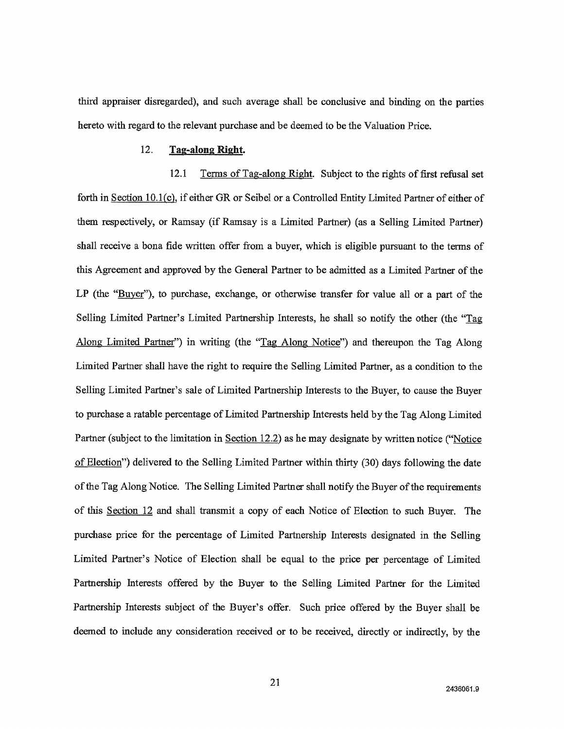third appraiser disregarded), and such average shall be conclusive and binding on the parties hereto with regard to the relevant purchase and be deemed to be the Valuation Price.

## 12. **Tag-along Right.**

12.1 Terms of Tag-along Right. Subject to the rights of first refusal set forth in Section 10.1(c), if either GR or Seibel or a Controlled Entity Limited Partner of either of them respectively, or Ramsay (if Ramsay is a Limited Partner) (as a Selling Limited Partner) shall receive a bona fide written offer from a buyer, which is eligible pursuant to the terms of this Agreement and approved by the General Partner to be admitted as a Limited Partner of the LP (the "Buyer"), to purchase, exchange, or otherwise transfer for value all or a part of the Selling Limited Partner's Limited Partnership Interests, he shall so notify the other (the "Tag Along Limited Partner") in writing (the "Tag Along Notice") and thereupon the Tag Along Limited Partner shall have the right to require the Selling Limited Partner, as a condition to the Selling Limited Partner's sale of Limited Partnership Interests to the Buyer, to cause the Buyer to purchase a ratable percentage of Limited Partnership Interests held by the Tag Along Limited Partner (subject to the limitation in Section 12.2) as he may designate by written notice ("Notice of Election") delivered to the Selling Limited Partner within thirty (30) days following the date of the Tag Along Notice. The Selling Limited Partner shall notify the Buyer of the requirements of this Section 12 and shall transmit a copy of each Notice of Election to such Buyer. The purchase price for the percentage of Limited Partnership Interests designated in the Selling Limited Partner's Notice of Election shall be equal to the price per percentage of Limited Partnership Interests offered by the Buyer to the Selling Limited Partner for the Limited Partnership Interests subject of the Buyer's offer. Such price offered by the Buyer shall be deemed to include any consideration received or to be received, directly or indirectly, by the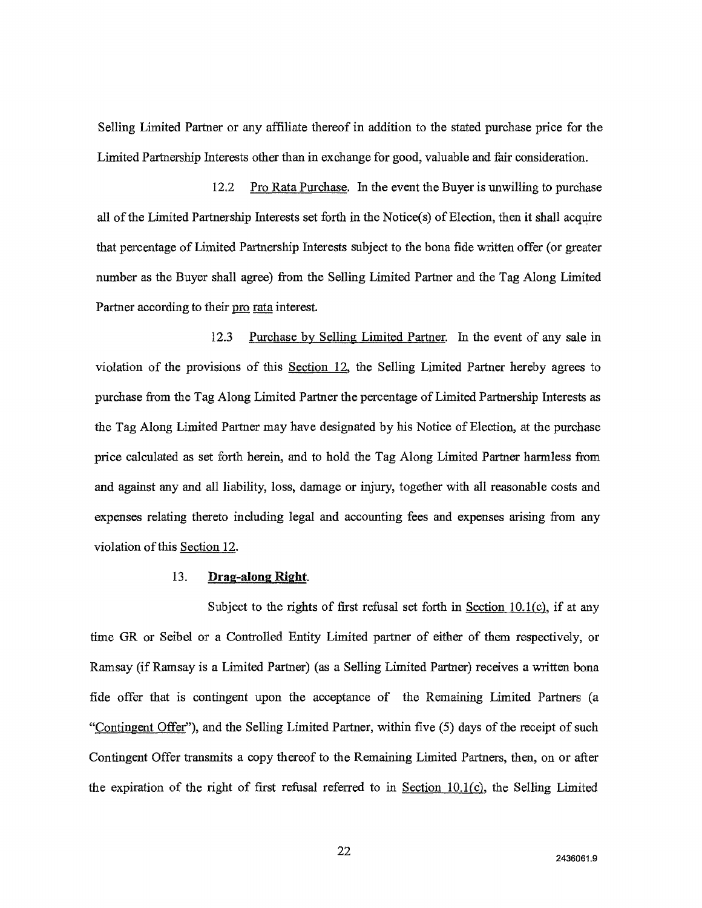Selling Limited Partner or any affiliate thereof in addition to the stated purchase price for the Limited Partnership Interests other than in exchange for good, valuable and fair consideration.

12.2 Pro Rata Purchase. In the event the Buyer is unwilling to purchase all of the Limited Partnership Interests set forth in the Notice(s) of Election, then it shall acquire that percentage of Limited Partnership Interests subject to the bona fide written offer (or greater number as the Buyer shall agree) from the Selling Limited Partner and the Tag Along Limited Partner according to their pro rata interest.

12.3 Purchase by Selling Limited Partner. In the event of any sale in violation of the provisions of this Section 12, the Selling Limited Partner hereby agrees to purchase from the Tag Along Limited Partner the percentage of Limited Partnership Interests as the Tag Along Limited Partner may have designated by his Notice of Election, at the purchase price calculated as set forth herein, and to hold the Tag Along Limited Partner harmless from and against any and all liability, loss, damage or injury, together with all reasonable costs and expenses relating thereto including legal and accounting fees and expenses arising from any violation of this Section 12.

13. **Drag-along Right**.

Subject to the rights of first refusal set forth in Section 10.1(c), if at any time GR or Seibel or a Controlled Entity Limited partner of either of them respectively, or Ramsay (if Ramsay is a Limited Partner) (as a Selling Limited Partner) receives a written bona fide offer that is contingent upon the acceptance of the Remaining Limited Partners (a "Contingent Offer"), and the Selling Limited Partner, within five (5) days of the receipt of such Contingent Offer transmits a copy thereof to the Remaining Limited Partners, then, on or after the expiration of the right of first refusal referred to in Section 10.1(c), the Selling Limited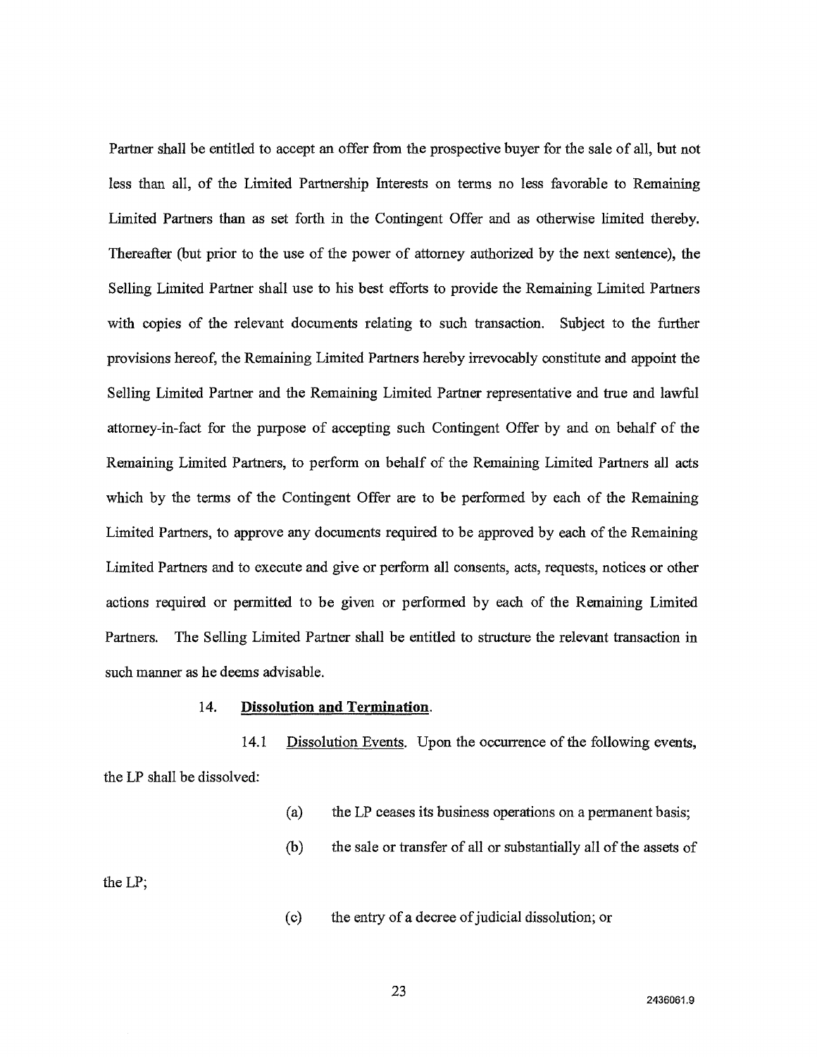Partner shall be entitled to accept an offer from the prospective buyer for the sale of all, but not less than all, of the Limited Partnership Interests on terms no less favorable to Remaining Limited Partners than as set forth in the Contingent Offer and as otherwise limited thereby. Thereafter (but prior to the use of the power of attorney authorized by the next sentence), the Selling Limited Partner shall use to his best efforts to provide the Remaining Limited Partners with copies of the relevant documents relating to such transaction. Subject to the further provisions hereof, the Remaining Limited Partners hereby irrevocably constitute and appoint the Selling Limited Partner and the Remaining Limited Partner representative and true and lawful attorney-in-fact for the purpose of accepting such Contingent Offer by and on behalf of the Remaining Limited Partners, to perform on behalf of the Remaining Limited Partners all acts which by the terms of the Contingent Offer are to be performed by each of the Remaining Limited Partners, to approve any documents required to be approved by each of the Remaining Limited Partners and to execute and give or perform all consents, acts, requests, notices or other actions required or permitted to be given or performed by each of the Remaining Limited Partners. The Selling Limited Partner shall be entitled to structure the relevant transaction in such manner as he deems advisable.

## 14. **Dissolution and Termination**.

14.1 Dissolution Events. Upon the occurrence of the following events, the LP shall be dissolved:

(a) the LP ceases its business operations on a permanent basis;

(b) the sale or transfer of all or substantially all of the assets of the LP;

(c) the entry of a decree of judicial dissolution; or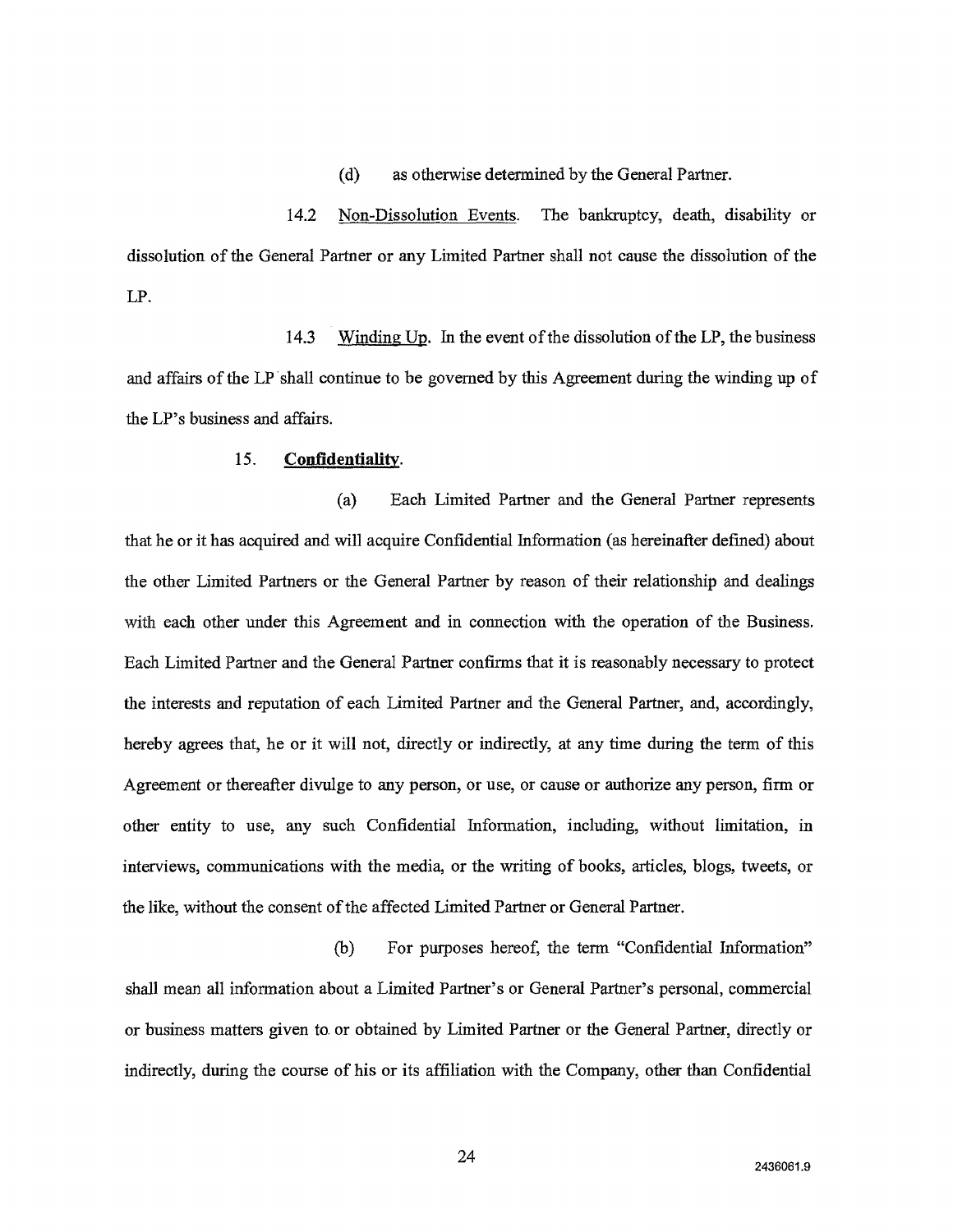(d) as otherwise determined by the General Partner.

14.2 Non-Dissolution Events. The bankruptcy, death, disability or dissolution of the General Partner or any Limited Partner shall not cause the dissolution of the LP.

14.3 Winding Up. In the event of the dissolution of the LP, the business and affairs of the LP shall continue to be governed by this Agreement during the winding up of the LP's business and affairs.

15. **Confidentiality**.

(a) Each Limited Partner and the General Partner represents that he or it has acquired and will acquire Confidential Information (as hereinafter defined) about the other Limited Partners or the General Partner by reason of their relationship and dealings with each other under this Agreement and in connection with the operation of the Business. Each Limited Partner and the General Partner confirms that it is reasonably necessary to protect the interests and reputation of each Limited Partner and the General Partner, and, accordingly, hereby agrees that, he or it will not, directly or indirectly, at any time during the term of this Agreement or thereafter divulge to any person, or use, or cause or authorize any person, firm or other entity to use, any such Confidential Information, including, without limitation, in interviews, communications with the media, or the writing of books, articles, blogs, tweets, or the like, without the consent of the affected Limited Partner or General Partner.

(b) For purposes hereof, the term "Confidential Information" shall mean all information about a Limited Partner's or General Partner's personal, commercial or business matters given to or obtained by Limited Partner or the General Partner, directly or indirectly, during the course of his or its affiliation with the Company, other than Confidential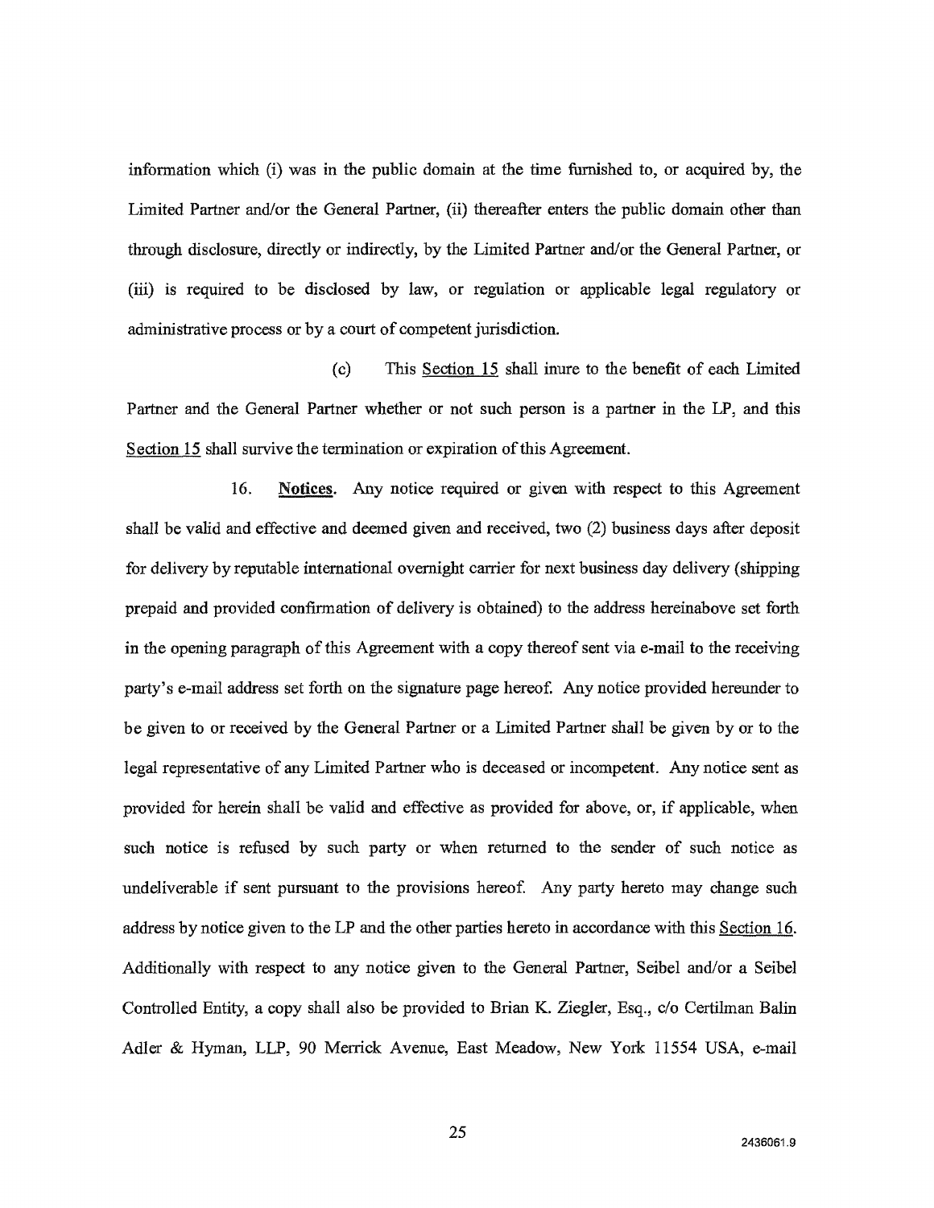information which (i) was in the public domain at the time furnished to, or acquired by, the Limited Partner and/or the General Partner, (ii) thereafter enters the public domain other than through disclosure, directly or indirectly, by the Limited Partner and/or the General Partner, or (iii) is required to be disclosed by law, or regulation or applicable legal regulatory or administrative process or by a court of competent jurisdiction.

(c) This Section 15 shall inure to the benefit of each Limited Partner and the General Partner whether or not such person is a partner in the LP, and this Section 15 shall survive the termination or expiration of this Agreement.

16. **Notices**. Any notice required or given with respect to this Agreement shall be valid and effective and deemed given and received, two (2) business days after deposit for delivery by reputable international overnight carrier for next business day delivery (shipping prepaid and provided confirmation of delivery is obtained) to the address hereinabove set forth in the opening paragraph of this Agreement with a copy thereof sent via e-mail to the receiving party's e-mail address set forth on the signature page hereof. Any notice provided hereunder to be given to or received by the General Partner or a Limited Partner shall be given by or to the legal representative of any Limited Partner who is deceased or incompetent. Any notice sent as provided for herein shall be valid and effective as provided for above, or, if applicable, when such notice is refused by such party or when returned to the sender of such notice as undeliverable if sent pursuant to the provisions hereof. Any party hereto may change such address by notice given to the LP and the other parties hereto in accordance with this Section 16. Additionally with respect to any notice given to the General Partner, Seibel and/or a Seibel Controlled Entity, a copy shall also be provided to Brian K. Ziegler, Esq., c/o Certilman Balin Adler & Hyman, LLP, 90 Merrick Avenue, East Meadow, New York 11554 USA, e-mail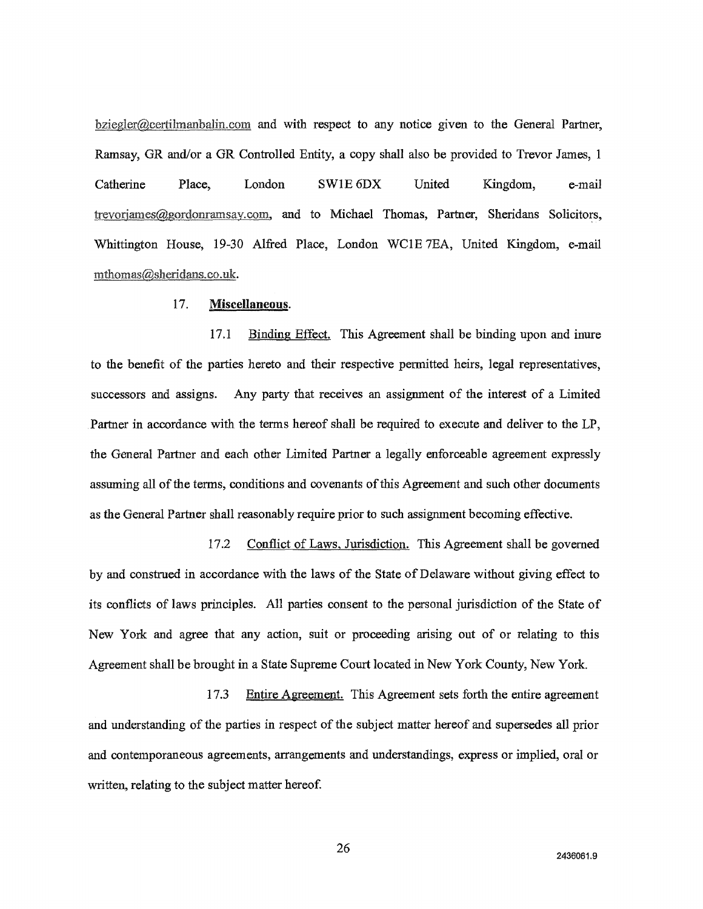bziegler@certilmanbalin.com and with respect to any notice given to the General Partner, Ramsay, GR and/or a GR Controlled Entity, a copy shall also be provided to Trevor James, 1 Catherine Place, London SW1E 6DX United Kingdom, e-mail trevorjames@gordonramsay.com, and to Michael Thomas, Partner, Sheridans Solicitors, Whittington House, 19-30 Alfred Place, London WC1E 7EA, United Kingdom, e-mail mthomas@sheridans.co.uk.

17. **Miscellaneous.**

17.1 Binding Effect. This Agreement shall be binding upon and inure to the benefit of the parties hereto and their respective permitted heirs, legal representatives, successors and assigns. Any party that receives an assignment of the interest of a Limited Partner in accordance with the terms hereof shall be required to execute and deliver to the LP, the General Partner and each other Limited Partner a legally enforceable agreement expressly assuming all of the terms, conditions and covenants of this Agreement and such other documents as the General Partner shall reasonably require prior to such assignment becoming effective.

17.2 Conflict of Laws, Jurisdiction. This Agreement shall be governed by and construed in accordance with the laws of the State of Delaware without giving effect to its conflicts of laws principles. All parties consent to the personal jurisdiction of the State of New York and agree that any action, suit or proceeding arising out of or relating to this Agreement shall be brought in a State Supreme Court located in New York County, New York.

17.3 Entire Agreement. This Agreement sets forth the entire agreement and understanding of the parties in respect of the subject matter hereof and supersedes all prior and contemporaneous agreements, arrangements and understandings, express or implied, oral or written, relating to the subject matter hereof.

2436061.9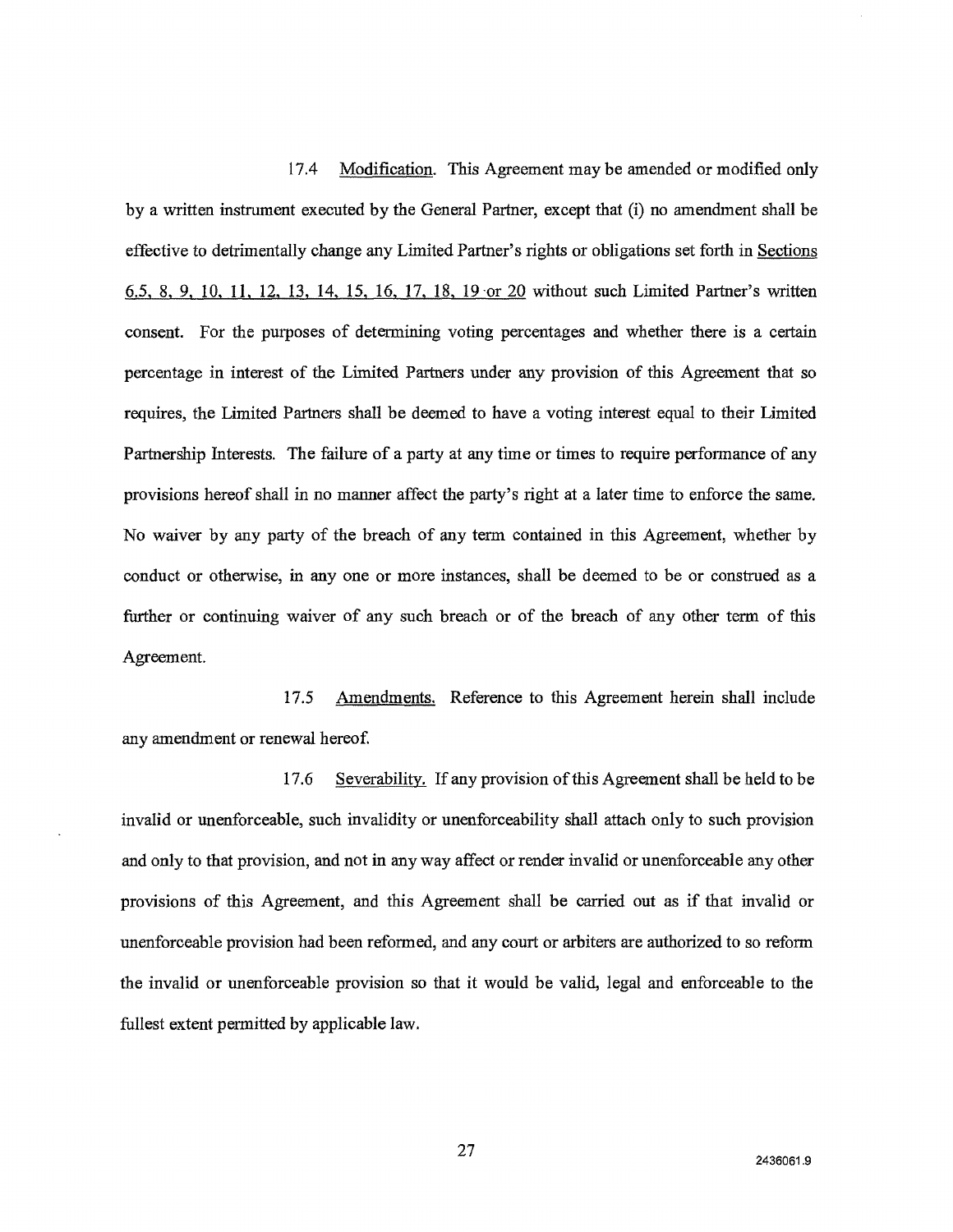17.4 Modification. This Agreement may be amended or modified only by a written instrument executed by the General Partner, except that (i) no amendment shall be effective to detrimentally change any Limited Partner's rights or obligations set forth in Sections 6.5, 8, 9, 10, 11, 12, 13, 14, 15, 16, 17, 18, 19 or 20 without such Limited Partner's written consent. For the purposes of determining voting percentages and whether there is a certain percentage in interest of the Limited Partners under any provision of this Agreement that so requires, the Limited Partners shall be deemed to have a voting interest equal to their Limited Partnership Interests. The failure of a party at any time or times to require performance of any provisions hereof shall in no manner affect the party's right at a later time to enforce the same. No waiver by any party of the breach of any term contained in this Agreement, whether by conduct or otherwise, in any one or more instances, shall be deemed to be or construed as a further or continuing waiver of any such breach or of the breach of any other term of this Agreement.

17.5 Amendments. Reference to this Agreement herein shall include any amendment or renewal hereof.

17.6 Severability. If any provision of this Agreement shall be held to be invalid or unenforceable, such invalidity or unenforceability shall attach only to such provision and only to that provision, and not in any way affect or render invalid or unenforceable any other provisions of this Agreement, and this Agreement shall be carried out as if that invalid or unenforceable provision had been reformed, and any court or arbiters are authorized to so reform the invalid or unenforceable provision so that it would be valid, legal and enforceable to the fullest extent permitted by applicable law.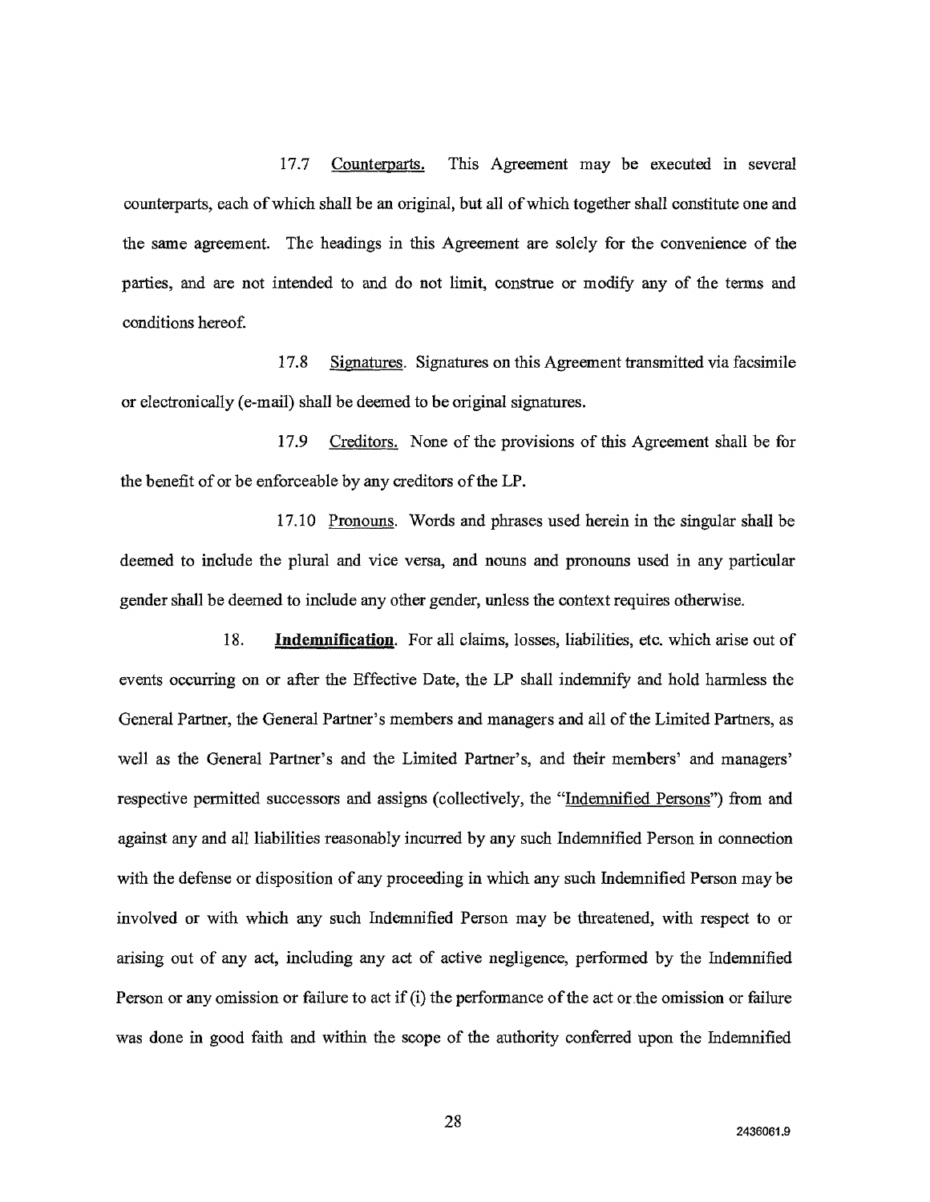17.7 Counterparts. This Agreement may be executed in several counterparts, each of which shall be an original, but all of which together shall constitute one and the same agreement. The headings in this Agreement are solely for the convenience of the parties, and are not intended to and do not limit, construe or modify any of the terms and conditions hereof.

17.8 Signatures. Signatures on this Agreement transmitted via facsimile or electronically (e-mail) shall be deemed to be original signatures.

17.9 Creditors. None of the provisions of this Agreement shall be for the benefit of or be enforceable by any creditors of the LP.

17.10 Pronouns. Words and phrases used herein in the singular shall be deemed to include the plural and vice versa, and nouns and pronouns used in any particular gender shall be deemed to include any other gender, unless the context requires otherwise.

18. **Indemnification**. For all claims, losses, liabilities, etc. which arise out of events occurring on or after the Effective Date, the LP shall indemnify and hold harmless the General Partner, the General Partner's members and managers and all of the Limited Partners, as well as the General Partner's and the Limited Partner's, and their members' and managers' respective permitted successors and assigns (collectively, the "Indemnified Persons") from and against any and all liabilities reasonably incurred by any such Indemnified Person in connection with the defense or disposition of any proceeding in which any such Indemnified Person may be involved or with which any such Indemnified Person may be threatened, with respect to or arising out of any act, including any act of active negligence, performed by the Indemnified Person or any omission or failure to act if (i) the performance of the act or the omission or failure was done in good faith and within the scope of the authority conferred upon the Indemnified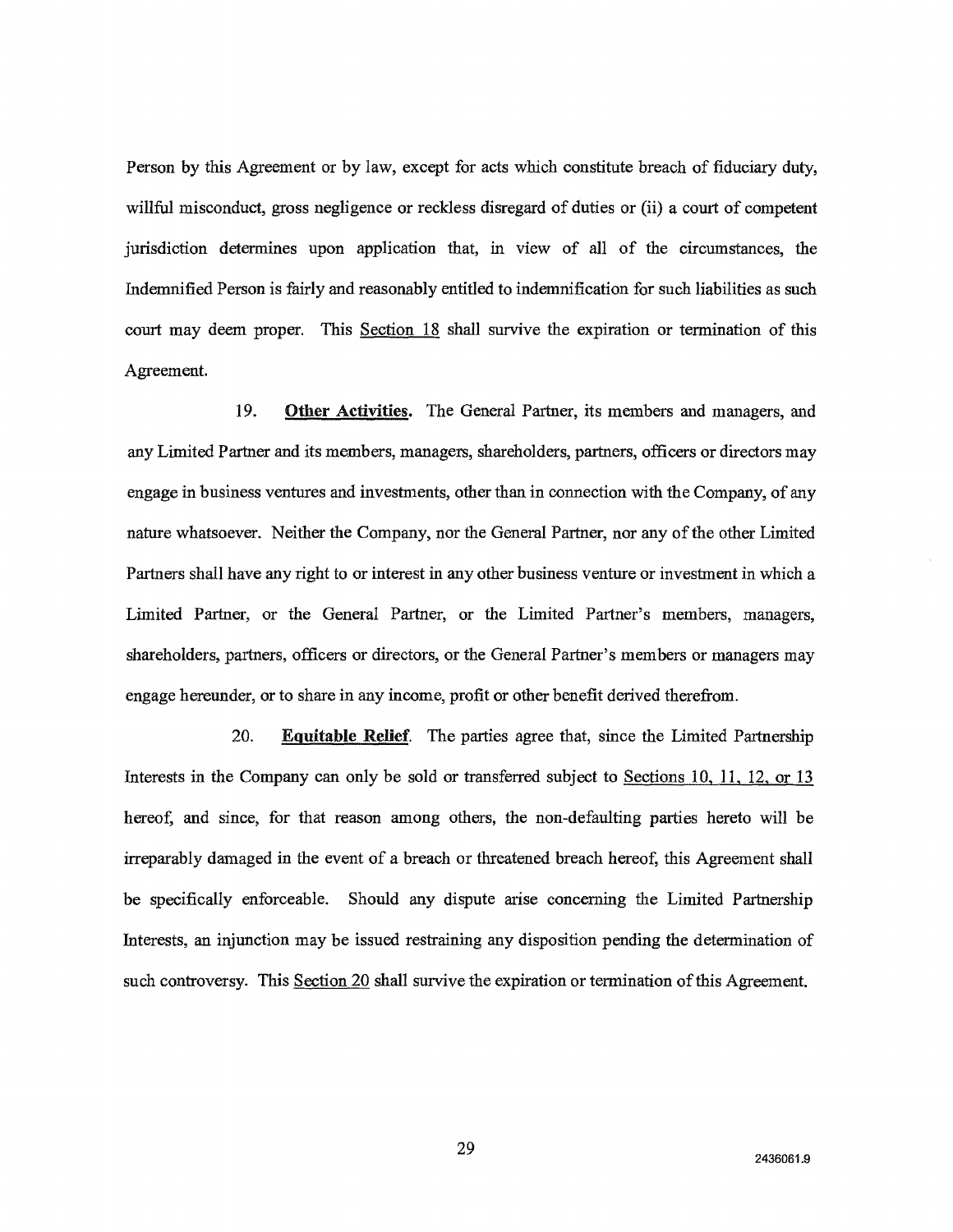Person by this Agreement or by law, except for acts which constitute breach of fiduciary duty, willful misconduct, gross negligence or reckless disregard of duties or (ii) a court of competent jurisdiction determines upon application that, in view of all of the circumstances, the Indemnified Person is fairly and reasonably entitled to indemnification for such liabilities as such court may deem proper. This Section 18 shall survive the expiration or termination of this Agreement.

19. **Other Activities.** The General Partner, its members and managers, and any Limited Partner and its members, managers, shareholders, partners, officers or directors may engage in business ventures and investments, other than in connection with the Company, of any nature whatsoever. Neither the Company, nor the General Partner, nor any of the other Limited Partners shall have any right to or interest in any other business venture or investment in which a Limited Partner, or the General Partner, or the Limited Partner's members, managers, shareholders, partners, officers or directors, or the General Partner's members or managers may engage hereunder, or to share in any income, profit or other benefit derived therefrom.

20. **Equitable Relief**. The parties agree that, since the Limited Partnership Interests in the Company can only be sold or transferred subject to Sections 10, 11, 12, or 13 hereof, and since, for that reason among others, the non-defaulting parties hereto will be irreparably damaged in the event of a breach or threatened breach hereof, this Agreement shall be specifically enforceable. Should any dispute arise concerning the Limited Partnership Interests, an injunction may be issued restraining any disposition pending the determination of such controversy. This Section 20 shall survive the expiration or termination of this Agreement.

2436061.9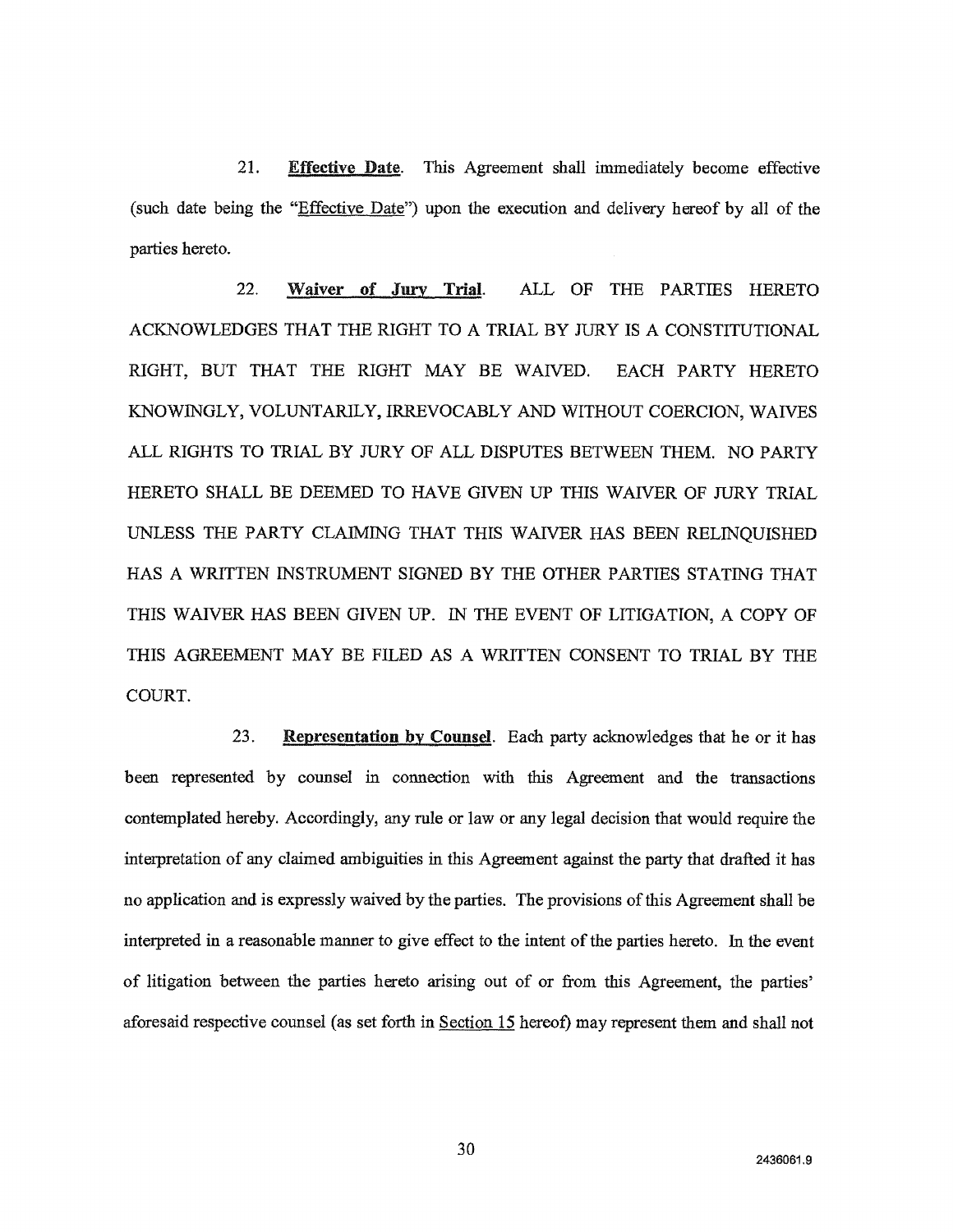21. **Effective Date**. This Agreement shall immediately become effective (such date being the "Effective Date") upon the execution and delivery hereof by all of the parties hereto.

22. **Waiver of Jury Trial**. ALL OF THE PARTIES HERETO ACKNOWLEDGES THAT THE RIGHT TO A TRIAL BY JURY IS A CONSTITUTIONAL RIGHT, BUT THAT THE RIGHT MAY BE WAIVED. EACH PARTY HERETO KNOWINGLY, VOLUNTARILY, IRREVOCABLY AND WITHOUT COERCION, WAIVES ALL RIGHTS TO TRIAL BY JURY OF ALL DISPUTES BETWEEN THEM. NO PARTY HERETO SHALL BE DEEMED TO HAVE GIVEN UP THIS WAIVER OF JURY TRIAL UNLESS THE PARTY CLAIMING THAT THIS WAIVER HAS BEEN RELINQUISHED HAS A WRITTEN INSTRUMENT SIGNED BY THE OTHER PARTIES STATING THAT THIS WAIVER HAS BEEN GIVEN UP. IN THE EVENT OF LITIGATION, A COPY OF THIS AGREEMENT MAY BE FILED AS A WRITTEN CONSENT TO TRIAL BY THE COURT.

23. **Representation by Counsel**. Each party acknowledges that he or it has been represented by counsel in connection with this Agreement and the transactions contemplated hereby. Accordingly, any rule or law or any legal decision that would require the interpretation of any claimed ambiguities in this Agreement against the party that drafted it has no application and is expressly waived by the parties. The provisions of this Agreement shall be interpreted in a reasonable manner to give effect to the intent of the parties hereto. In the event of litigation between the parties hereto arising out of or from this Agreement, the parties' aforesaid respective counsel (as set forth in Section 15 hereof) may represent them and shall not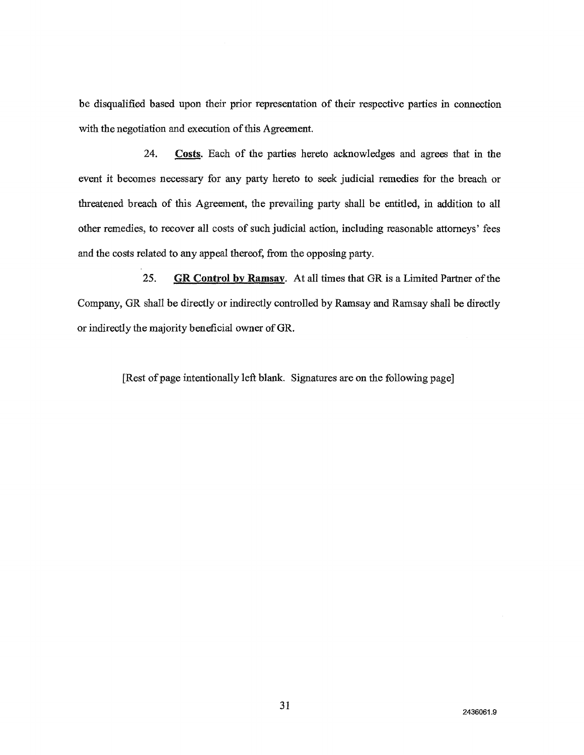be disqualified based upon their prior representation of their respective parties in connection with the negotiation and execution of this Agreement.

24. **Costs**. Each of the parties hereto acknowledges and agrees that in the event it becomes necessary for any party hereto to seek judicial remedies for the breach or threatened breach of this Agreement, the prevailing party shall be entitled, in addition to all other remedies, to recover all costs of such judicial action, including reasonable attorneys' fees and the costs related to any appeal thereof, from the opposing party.

25. **GR Control by Ramsay**. At all times that GR is a Limited Partner of the Company, GR shall be directly or indirectly controlled by Ramsay and Ramsay shall be directly or indirectly the majority beneficial owner of GR.

[Rest of page intentionally left blank. Signatures are on the following page]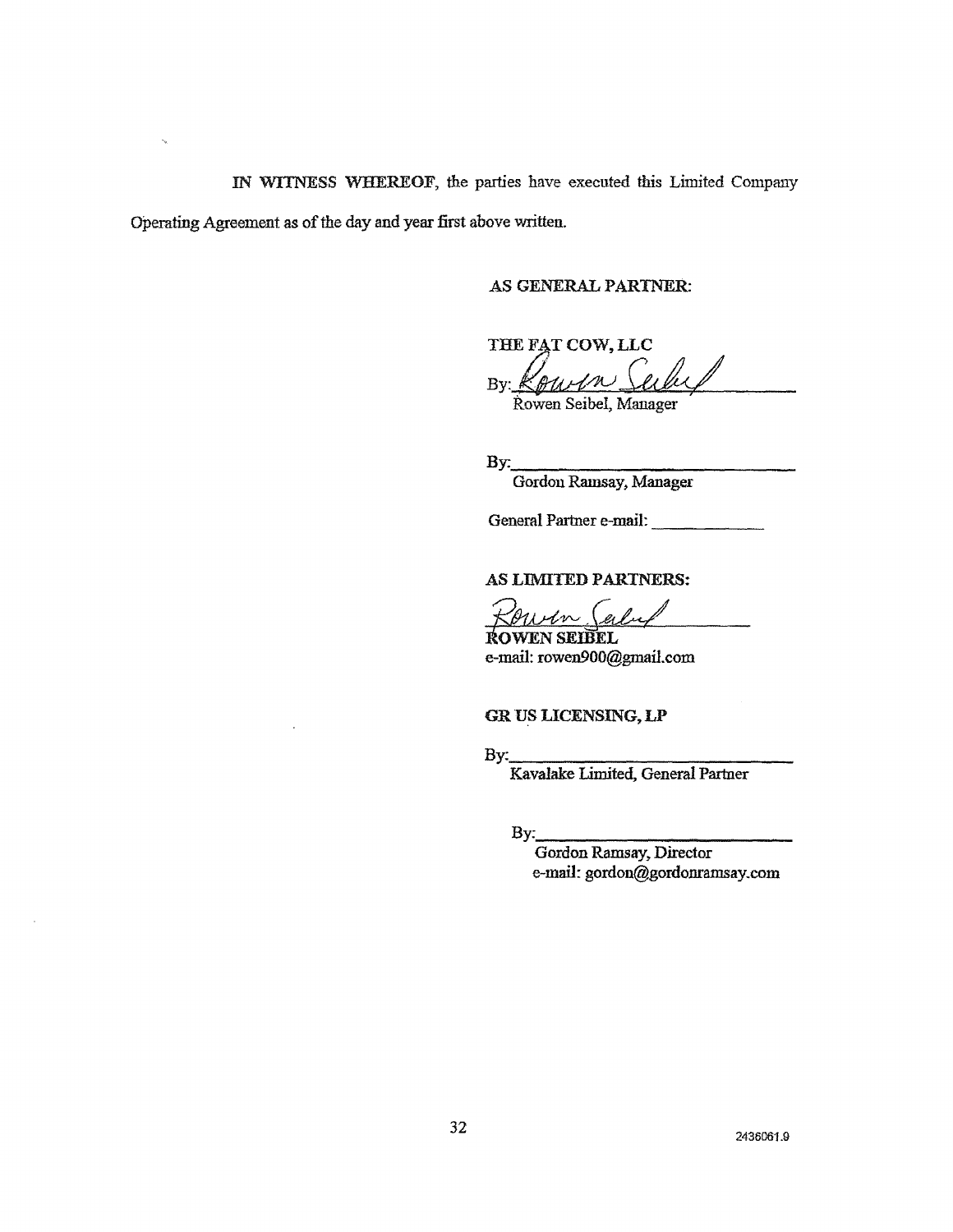**IN WITNESS WHEREOF**, the parties have executed this Limited Company Operating Agreement as of the day and year first above written.

**AS GENERAL PARTNER:**

**THE FAT COW, LLC**

By: *Rowen Seibel*
Rowen Seibel, Manager

By:\_\_\_\_\_\_\_\_\_\_\_\_\_\_\_\_\_\_\_\_\_\_\_\_\_\_\_\_
Gordon Ramsay, Manager

General Partner e-mail: \_\_\_\_\_\_\_\_\_\_\_\_

**AS LIMITED PARTNERS:**

*Rowen Seibel*
**ROWEN SEIBEL**
e-mail: rowen900@gmail.com

**GR US LICENSING, LP**

By:\_\_\_\_\_\_\_\_\_\_\_\_\_\_\_\_\_\_\_\_\_\_\_\_\_\_\_\_
Kavalake Limited, General Partner

By:\_\_\_\_\_\_\_\_\_\_\_\_\_\_\_\_\_\_\_\_\_\_\_\_\_\_\_\_
Gordon Ramsay, Director
e-mail: gordon@gordonramsay.com

2436061.9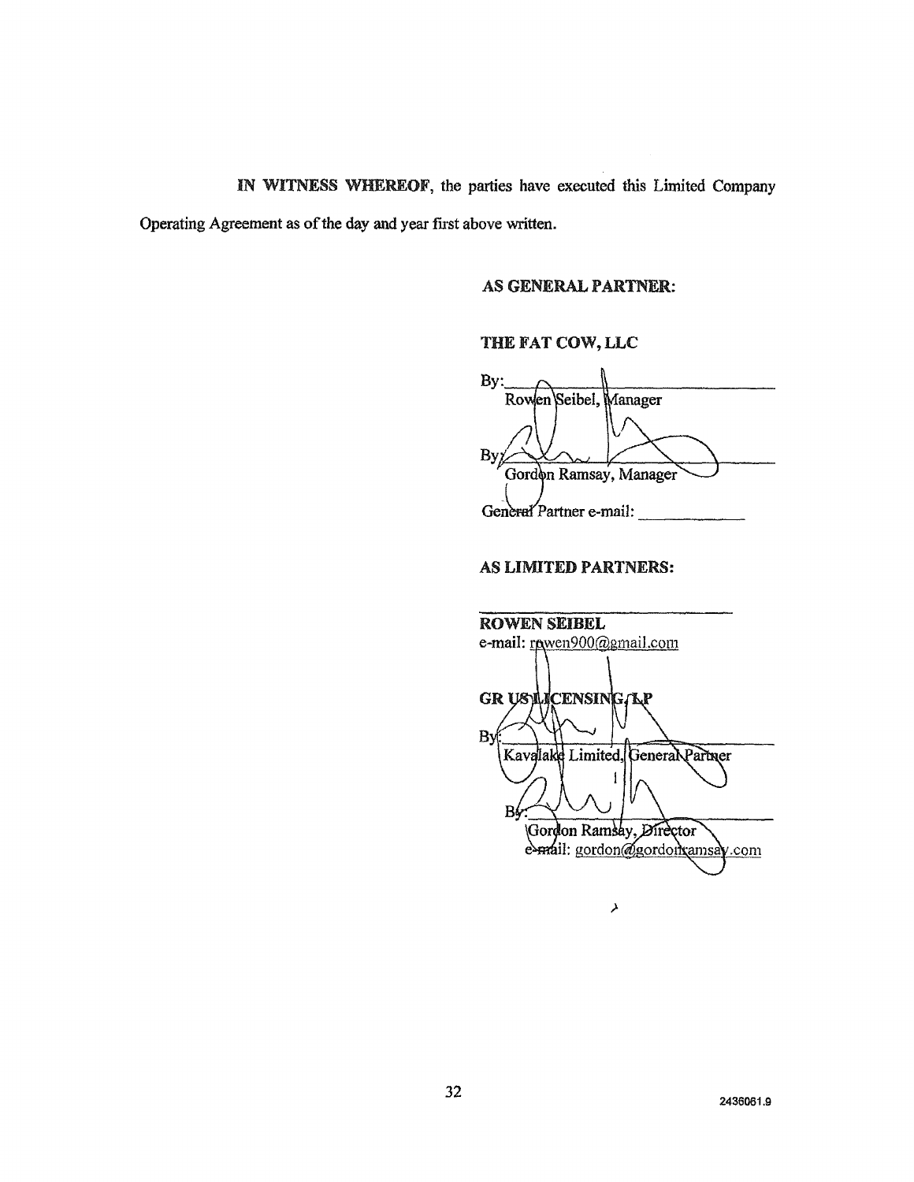**IN WITNESS WHEREOF**, the parties have executed this Limited Company Operating Agreement as of the day and year first above written.

**AS GENERAL PARTNER:**

**THE FAT COW, LLC**

By:\_\_\_\_\_\_\_\_\_\_\_\_\_\_\_\_\_\_\_\_\_\_\_\_\_\_\_\_
Rowen Seibel, Manager

By:\_\_\_\_\_\_\_\_\_\_\_\_\_\_\_\_\_\_\_\_\_\_\_\_\_\_\_\_
Gordon Ramsay, Manager

General Partner e-mail: \_\_\_\_\_\_\_\_\_\_\_\_

**AS LIMITED PARTNERS:**

\_\_\_\_\_\_\_\_\_\_\_\_\_\_\_\_\_\_\_\_\_\_\_\_\_\_\_\_
**ROWEN SEIBEL**
e-mail: rowen900@gmail.com

**GR US LICENSING, LP**

By:\_\_\_\_\_\_\_\_\_\_\_\_\_\_\_\_\_\_\_\_\_\_\_\_\_\_\_\_
Kavalake Limited, General Partner

By:\_\_\_\_\_\_\_\_\_\_\_\_\_\_\_\_\_\_\_\_\_\_\_\_\_\_\_\_
Gordon Ramsay, Director
e-mail: gordon@gordonramsay.com

2436061.9